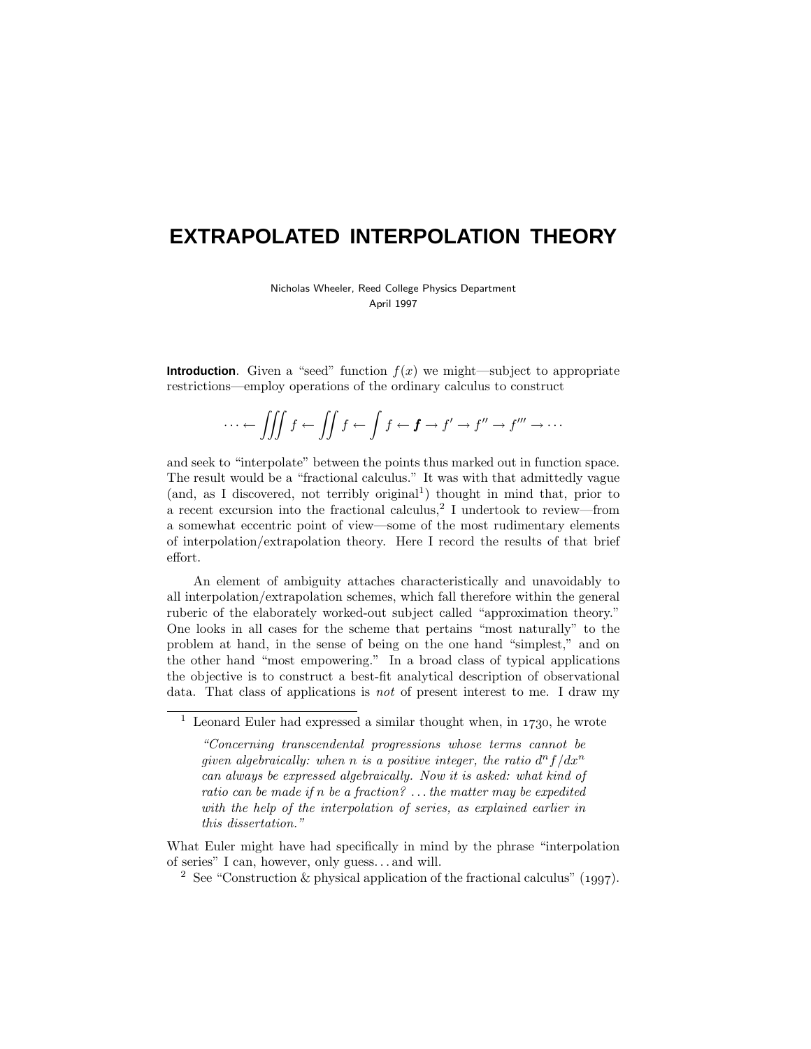# EXTRAPOLATED INTERPOLATION THEORY

Nicholas Wheeler, Reed College Physics Department
April 1997

**Introduction**. Given a "seed" function $f(x)$ we might—subject to appropriate restrictions—employ operations of the ordinary calculus to construct

$$\cdots \leftarrow \iiint f \leftarrow \iint f \leftarrow \int f \leftarrow \boldsymbol{f} \rightarrow f' \rightarrow f'' \rightarrow f''' \rightarrow \cdots$$

and seek to "interpolate" between the points thus marked out in function space. The result would be a "fractional calculus." It was with that admittedly vague (and, as I discovered, not terribly original[1]) thought in mind that, prior to a recent excursion into the fractional calculus,[2] I undertook to review—from a somewhat eccentric point of view—some of the most rudimentary elements of interpolation/extrapolation theory. Here I record the results of that brief effort.

An element of ambiguity attaches characteristically and unavoidably to all interpolation/extrapolation schemes, which fall therefore within the general ruberic of the elaborately worked-out subject called "approximation theory." One looks in all cases for the scheme that pertains "most naturally" to the problem at hand, in the sense of being on the one hand "simplest," and on the other hand "most empowering." In a broad class of typical applications the objective is to construct a best-fit analytical description of observational data. That class of applications is *not* of present interest to me. I draw my

---

[1] Leonard Euler had expressed a similar thought when, in 1730, he wrote

> *"Concerning transcendental progressions whose terms cannot be given algebraically: when $n$ is a positive integer, the ratio $d^n f/dx^n$ can always be expressed algebraically. Now it is asked: what kind of ratio can be made if $n$ be a fraction? ... the matter may be expedited with the help of the interpolation of series, as explained earlier in this dissertation."*

What Euler might have had specifically in mind by the phrase "interpolation of series" I can, however, only guess... and will.

[2] See "Construction & physical application of the fractional calculus" (1997).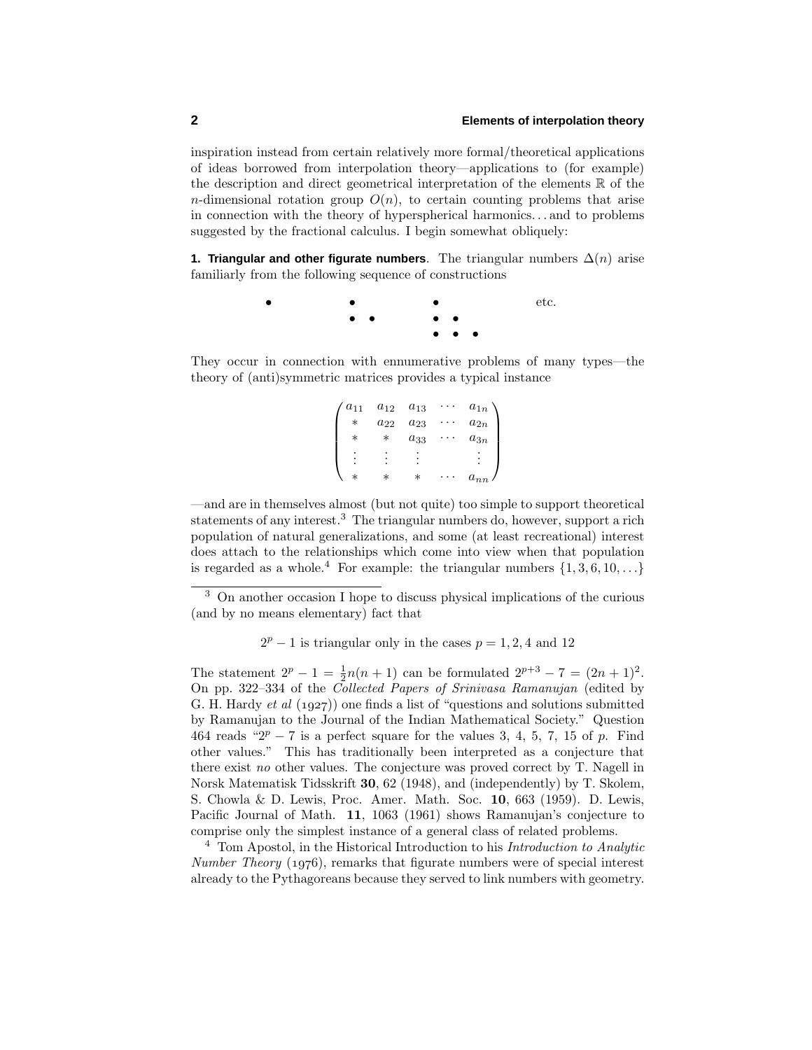inspiration instead from certain relatively more formal/theoretical applications of ideas borrowed from interpolation theory—applications to (for example) the description and direct geometrical interpretation of the elements $\mathbb{R}$ of the $n$-dimensional rotation group $O(n)$, to certain counting problems that arise in connection with the theory of hyperspherical harmonics. . . and to problems suggested by the fractional calculus. I begin somewhat obliquely:

**1. Triangular and other figurate numbers**. The triangular numbers $\Delta(n)$ arise familiarly from the following sequence of constructions

```
•        •        •            etc.
         • •      • •
                  • • •
```

They occur in connection with ennumerative problems of many types—the theory of (anti)symmetric matrices provides a typical instance

$$\begin{pmatrix} a_{11} & a_{12} & a_{13} & \cdots & a_{1n} \\ * & a_{22} & a_{23} & \cdots & a_{2n} \\ * & * & a_{33} & \cdots & a_{3n} \\ \vdots & \vdots & \vdots & & \vdots \\ * & * & * & \cdots & a_{nn} \end{pmatrix}$$

—and are in themselves almost (but not quite) too simple to support theoretical statements of any interest.[3] The triangular numbers do, however, support a rich population of natural generalizations, and some (at least recreational) interest does attach to the relationships which come into view when that population is regarded as a whole.[4] For example: the triangular numbers $\{1, 3, 6, 10, \ldots\}$

---

[3] On another occasion I hope to discuss physical implications of the curious (and by no means elementary) fact that

$$2^p - 1 \text{ is triangular only in the cases } p = 1, 2, 4 \text{ and } 12$$

The statement $2^p - 1 = \frac{1}{2}n(n+1)$ can be formulated $2^{p+3} - 7 = (2n+1)^2$. On pp. 322–334 of the *Collected Papers of Srinivasa Ramanujan* (edited by G. H. Hardy *et al* (1927)) one finds a list of "questions and solutions submitted by Ramanujan to the Journal of the Indian Mathematical Society." Question 464 reads "$2^p - 7$ is a perfect square for the values 3, 4, 5, 7, 15 of $p$. Find other values." This has traditionally been interpreted as a conjecture that there exist *no* other values. The conjecture was proved correct by T. Nagell in Norsk Matematisk Tidsskrift **30**, 62 (1948), and (independently) by T. Skolem, S. Chowla & D. Lewis, Proc. Amer. Math. Soc. **10**, 663 (1959). D. Lewis, Pacific Journal of Math. **11**, 1063 (1961) shows Ramanujan's conjecture to comprise only the simplest instance of a general class of related problems.

[4] Tom Apostol, in the Historical Introduction to his *Introduction to Analytic Number Theory* (1976), remarks that figurate numbers were of special interest already to the Pythagoreans because they served to link numbers with geometry.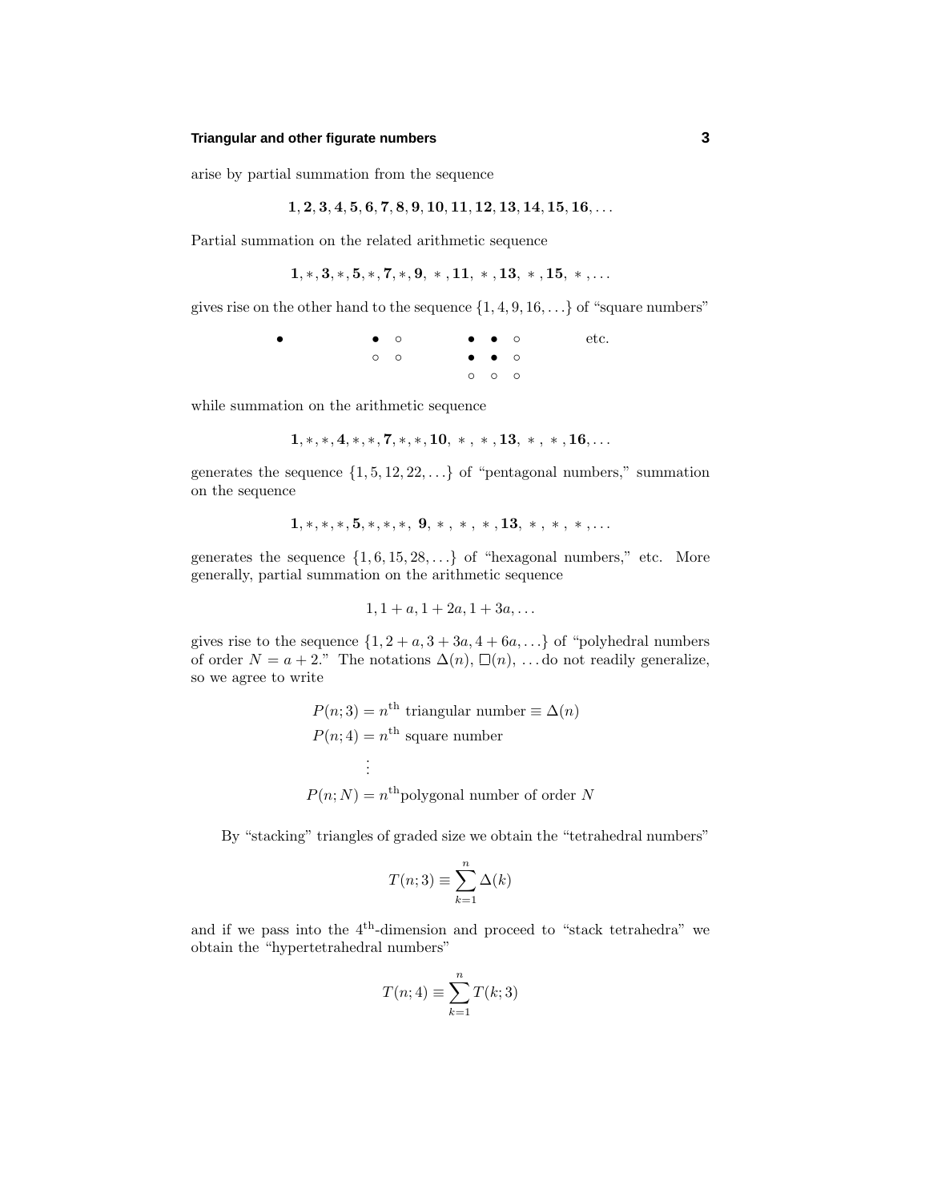arise by partial summation from the sequence

$$\mathbf{1, 2, 3, 4, 5, 6, 7, 8, 9, 10, 11, 12, 13, 14, 15, 16}, \ldots$$

Partial summation on the related arithmetic sequence

$$\mathbf{1}, *, \mathbf{3}, *, \mathbf{5}, *, \mathbf{7}, *, \mathbf{9}, *, \mathbf{11}, *, \mathbf{13}, *, \mathbf{15}, *, \ldots$$

gives rise on the other hand to the sequence $\{1, 4, 9, 16, \ldots\}$ of "square numbers"

```
•          • ○        • • ○        etc.
           ○ ○        • • ○
                      ○ ○ ○
```

while summation on the arithmetic sequence

$$\mathbf{1}, *, *, \mathbf{4}, *, *, \mathbf{7}, *, *, \mathbf{10}, *, *, \mathbf{13}, *, *, \mathbf{16}, \ldots$$

generates the sequence $\{1, 5, 12, 22, \ldots\}$ of "pentagonal numbers," summation on the sequence

$$\mathbf{1}, *, *, *, \mathbf{5}, *, *, *, \mathbf{9}, *, *, *, \mathbf{13}, *, *, *, \ldots$$

generates the sequence $\{1, 6, 15, 28, \ldots\}$ of "hexagonal numbers," etc. More generally, partial summation on the arithmetic sequence

$$1, 1+a, 1+2a, 1+3a, \ldots$$

gives rise to the sequence $\{1, 2+a, 3+3a, 4+6a, \ldots\}$ of "polyhedral numbers of order $N = a+2$." The notations $\Delta(n)$, $\Box(n)$, ... do not readily generalize, so we agree to write

$$\begin{aligned}
P(n;3) &= n^{\text{th}} \text{ triangular number} \equiv \Delta(n) \\
P(n;4) &= n^{\text{th}} \text{ square number} \\
&\vdots \\
P(n;N) &= n^{\text{th}} \text{polygonal number of order } N
\end{aligned}$$

By "stacking" triangles of graded size we obtain the "tetrahedral numbers"

$$T(n;3) \equiv \sum_{k=1}^{n} \Delta(k)$$

and if we pass into the $4^{\text{th}}$-dimension and proceed to "stack tetrahedra" we obtain the "hypertetrahedral numbers"

$$T(n;4) \equiv \sum_{k=1}^{n} T(k;3)$$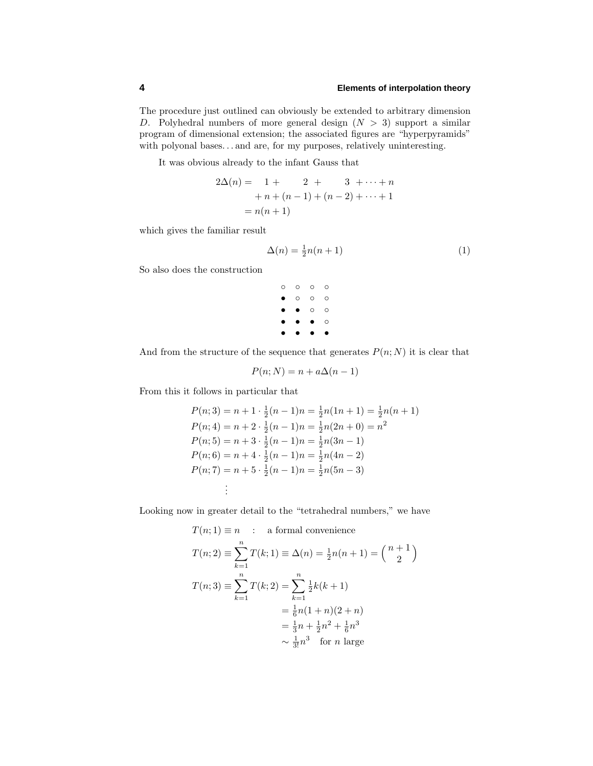The procedure just outlined can obviously be extended to arbitrary dimension $D$. Polyhedral numbers of more general design ($N > 3$) support a similar program of dimensional extension; the associated figures are "hyperpyramids" with polyonal bases... and are, for my purposes, relatively uninteresting.

It was obvious already to the infant Gauss that

$$
\begin{aligned}
2\Delta(n) &= \quad 1 + \qquad 2 + \qquad 3 + \cdots + n \\
&\quad + n + (n-1) + (n-2) + \cdots + 1 \\
&= n(n+1)
\end{aligned}
$$

which gives the familiar result

$$
\Delta(n) = \tfrac{1}{2}n(n+1) \tag{1}
$$

So also does the construction

$$
\begin{array}{cccc}
\circ & \circ & \circ & \circ \\
\bullet & \circ & \circ & \circ \\
\bullet & \bullet & \circ & \circ \\
\bullet & \bullet & \bullet & \circ \\
\bullet & \bullet & \bullet & \bullet
\end{array}
$$

And from the structure of the sequence that generates $P(n;N)$ it is clear that

$$
P(n;N) = n + a\Delta(n-1)
$$

From this it follows in particular that

$$
\begin{aligned}
P(n;3) &= n + 1 \cdot \tfrac{1}{2}(n-1)n = \tfrac{1}{2}n(1n+1) = \tfrac{1}{2}n(n+1) \\
P(n;4) &= n + 2 \cdot \tfrac{1}{2}(n-1)n = \tfrac{1}{2}n(2n+0) = n^2 \\
P(n;5) &= n + 3 \cdot \tfrac{1}{2}(n-1)n = \tfrac{1}{2}n(3n-1) \\
P(n;6) &= n + 4 \cdot \tfrac{1}{2}(n-1)n = \tfrac{1}{2}n(4n-2) \\
P(n;7) &= n + 5 \cdot \tfrac{1}{2}(n-1)n = \tfrac{1}{2}n(5n-3) \\
&\;\;\vdots
\end{aligned}
$$

Looking now in greater detail to the "tetrahedral numbers," we have

$$
\begin{aligned}
T(n;1) &\equiv n \quad : \quad \text{a formal convenience} \\
T(n;2) &\equiv \sum_{k=1}^{n} T(k;1) \equiv \Delta(n) = \tfrac{1}{2}n(n+1) = \binom{n+1}{2} \\
T(n;3) &\equiv \sum_{k=1}^{n} T(k;2) = \sum_{k=1}^{n} \tfrac{1}{2}k(k+1) \\
&\qquad\qquad\quad = \tfrac{1}{6}n(1+n)(2+n) \\
&\qquad\qquad\quad = \tfrac{1}{3}n + \tfrac{1}{2}n^2 + \tfrac{1}{6}n^3 \\
&\qquad\qquad\quad \sim \tfrac{1}{3!}n^3 \quad \text{for } n \text{ large}
\end{aligned}
$$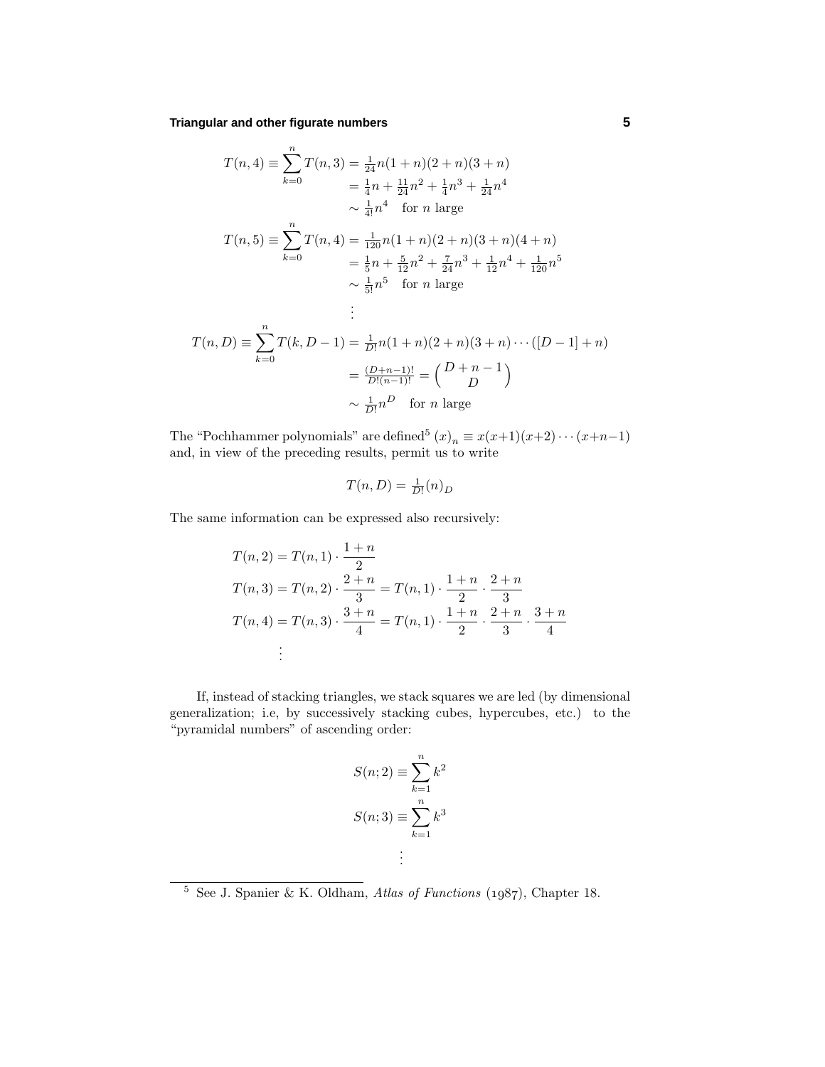$$
\begin{aligned}
T(n,4) \equiv \sum_{k=0}^{n} T(n,3) &= \tfrac{1}{24}n(1+n)(2+n)(3+n) \\
&= \tfrac{1}{4}n + \tfrac{11}{24}n^2 + \tfrac{1}{4}n^3 + \tfrac{1}{24}n^4 \\
&\sim \tfrac{1}{4!}n^4 \quad \text{for } n \text{ large} \\
T(n,5) \equiv \sum_{k=0}^{n} T(n,4) &= \tfrac{1}{120}n(1+n)(2+n)(3+n)(4+n) \\
&= \tfrac{1}{5}n + \tfrac{5}{12}n^2 + \tfrac{7}{24}n^3 + \tfrac{1}{12}n^4 + \tfrac{1}{120}n^5 \\
&\sim \tfrac{1}{5!}n^5 \quad \text{for } n \text{ large} \\
&\vdots \\
T(n,D) \equiv \sum_{k=0}^{n} T(k,D-1) &= \tfrac{1}{D!}n(1+n)(2+n)(3+n)\cdots([D-1]+n) \\
&= \tfrac{(D+n-1)!}{D!(n-1)!} = \binom{D+n-1}{D} \\
&\sim \tfrac{1}{D!}n^D \quad \text{for } n \text{ large}
\end{aligned}
$$

The "Pochhammer polynomials" are defined[5] $(x)_n \equiv x(x+1)(x+2)\cdots(x+n-1)$ and, in view of the preceding results, permit us to write

$$
T(n,D) = \tfrac{1}{D!}(n)_D
$$

The same information can be expressed also recursively:

$$
\begin{aligned}
T(n,2) &= T(n,1)\cdot\frac{1+n}{2} \\
T(n,3) &= T(n,2)\cdot\frac{2+n}{3} = T(n,1)\cdot\frac{1+n}{2}\cdot\frac{2+n}{3} \\
T(n,4) &= T(n,3)\cdot\frac{3+n}{4} = T(n,1)\cdot\frac{1+n}{2}\cdot\frac{2+n}{3}\cdot\frac{3+n}{4} \\
&\vdots
\end{aligned}
$$

If, instead of stacking triangles, we stack squares we are led (by dimensional generalization; i.e, by successively stacking cubes, hypercubes, etc.) to the "pyramidal numbers" of ascending order:

$$
\begin{aligned}
S(n;2) &\equiv \sum_{k=1}^{n} k^2 \\
S(n;3) &\equiv \sum_{k=1}^{n} k^3 \\
&\vdots
\end{aligned}
$$

[5] See J. Spanier & K. Oldham, *Atlas of Functions* (1987), Chapter 18.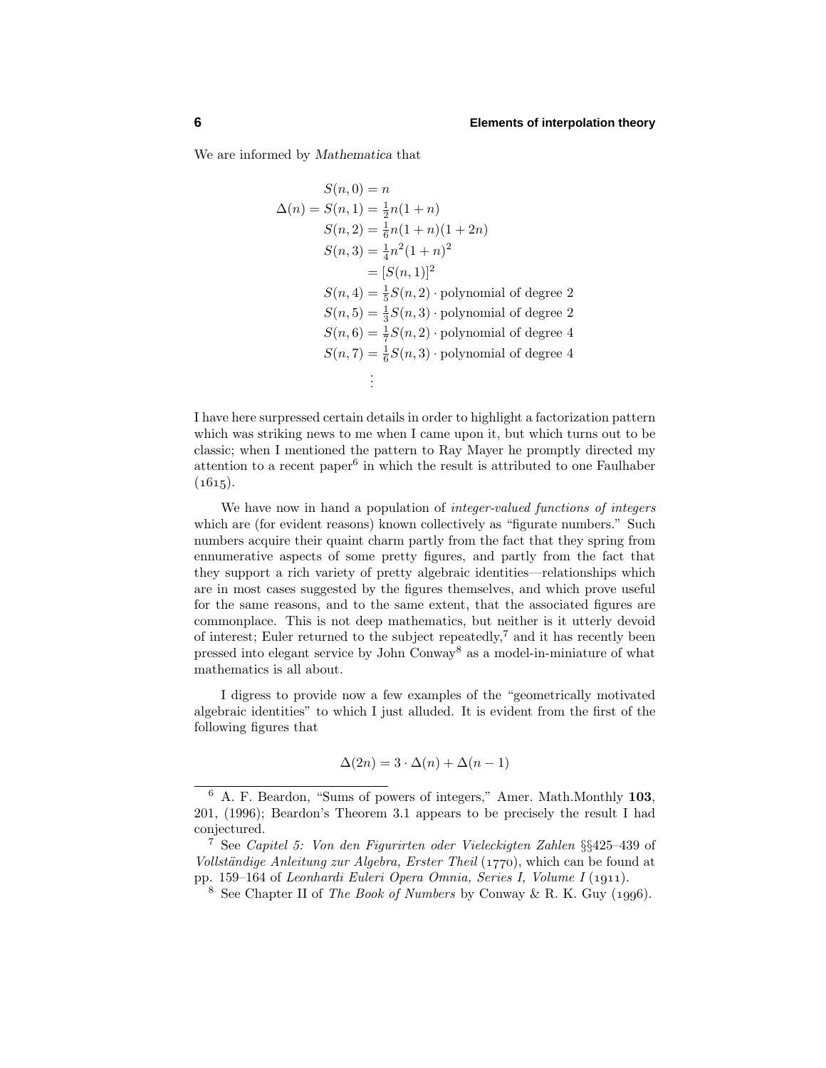We are informed by *Mathematica* that

$$
\begin{aligned}
S(n,0) &= n \\
\Delta(n) = S(n,1) &= \tfrac{1}{2}n(1+n) \\
S(n,2) &= \tfrac{1}{6}n(1+n)(1+2n) \\
S(n,3) &= \tfrac{1}{4}n^2(1+n)^2 \\
&= [S(n,1)]^2 \\
S(n,4) &= \tfrac{1}{5}S(n,2)\cdot \text{polynomial of degree 2} \\
S(n,5) &= \tfrac{1}{3}S(n,3)\cdot \text{polynomial of degree 2} \\
S(n,6) &= \tfrac{1}{7}S(n,2)\cdot \text{polynomial of degree 4} \\
S(n,7) &= \tfrac{1}{6}S(n,3)\cdot \text{polynomial of degree 4} \\
&\ \vdots
\end{aligned}
$$

I have here surpressed certain details in order to highlight a factorization pattern which was striking news to me when I came upon it, but which turns out to be classic; when I mentioned the pattern to Ray Mayer he promptly directed my attention to a recent paper[6] in which the result is attributed to one Faulhaber (1615).

We have now in hand a population of *integer-valued functions of integers* which are (for evident reasons) known collectively as "figurate numbers." Such numbers acquire their quaint charm partly from the fact that they spring from ennumerative aspects of some pretty figures, and partly from the fact that they support a rich variety of pretty algebraic identities—relationships which are in most cases suggested by the figures themselves, and which prove useful for the same reasons, and to the same extent, that the associated figures are commonplace. This is not deep mathematics, but neither is it utterly devoid of interest; Euler returned to the subject repeatedly,[7] and it has recently been pressed into elegant service by John Conway[8] as a model-in-miniature of what mathematics is all about.

I digress to provide now a few examples of the "geometrically motivated algebraic identities" to which I just alluded. It is evident from the first of the following figures that

$$
\Delta(2n) = 3\cdot\Delta(n) + \Delta(n-1)
$$

---

[6] A. F. Beardon, "Sums of powers of integers," Amer. Math.Monthly **103**, 201, (1996); Beardon's Theorem 3.1 appears to be precisely the result I had conjectured.

[7] See *Capitel 5: Von den Figurirten oder Vieleckigten Zahlen* §§425–439 of *Vollständige Anleitung zur Algebra, Erster Theil* (1770), which can be found at pp. 159–164 of *Leonhardi Euleri Opera Omnia, Series I, Volume I* (1911).

[8] See Chapter II of *The Book of Numbers* by Conway & R. K. Guy (1996).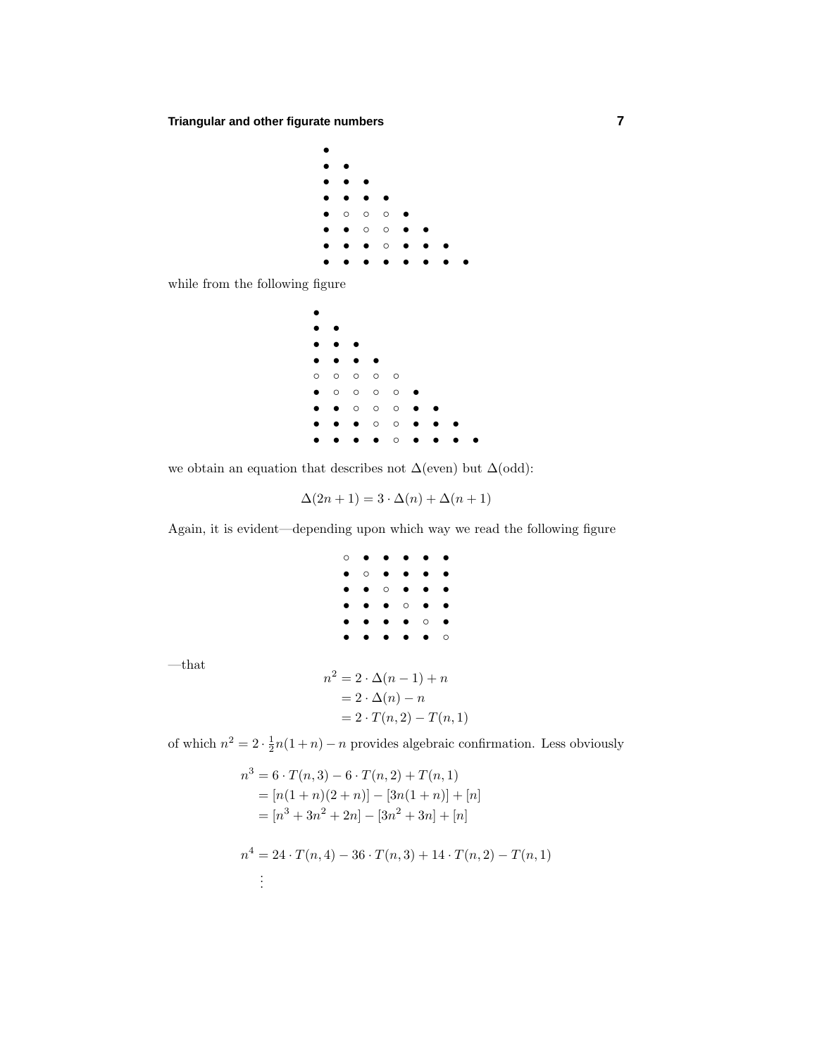```
•
• •
• • •
• • • •
• ○ ○ ○ •
• • ○ ○ • •
• • • ○ • • •
• • • • • • • •
```

while from the following figure

```
•
• •
• • •
• • • •
○ ○ ○ ○ ○
• ○ ○ ○ ○ •
• • ○ ○ ○ • •
• • • ○ ○ • • •
• • • • ○ • • • •
```

we obtain an equation that describes not $\Delta(\text{even})$ but $\Delta(\text{odd})$:

$$\Delta(2n+1) = 3 \cdot \Delta(n) + \Delta(n+1)$$

Again, it is evident—depending upon which way we read the following figure

```
○ • • • • •
• ○ • • • •
• • ○ • • •
• • • ○ • •
• • • • ○ •
• • • • • ○
```

—that

$$\begin{aligned} n^2 &= 2 \cdot \Delta(n-1) + n \\ &= 2 \cdot \Delta(n) - n \\ &= 2 \cdot T(n,2) - T(n,1) \end{aligned}$$

of which $n^2 = 2 \cdot \frac{1}{2}n(1+n) - n$ provides algebraic confirmation. Less obviously

$$\begin{aligned} n^3 &= 6 \cdot T(n,3) - 6 \cdot T(n,2) + T(n,1) \\ &= [n(1+n)(2+n)] - [3n(1+n)] + [n] \\ &= [n^3 + 3n^2 + 2n] - [3n^2 + 3n] + [n] \end{aligned}$$

$$\begin{aligned} n^4 &= 24 \cdot T(n,4) - 36 \cdot T(n,3) + 14 \cdot T(n,2) - T(n,1) \\ &\ \ \vdots \end{aligned}$$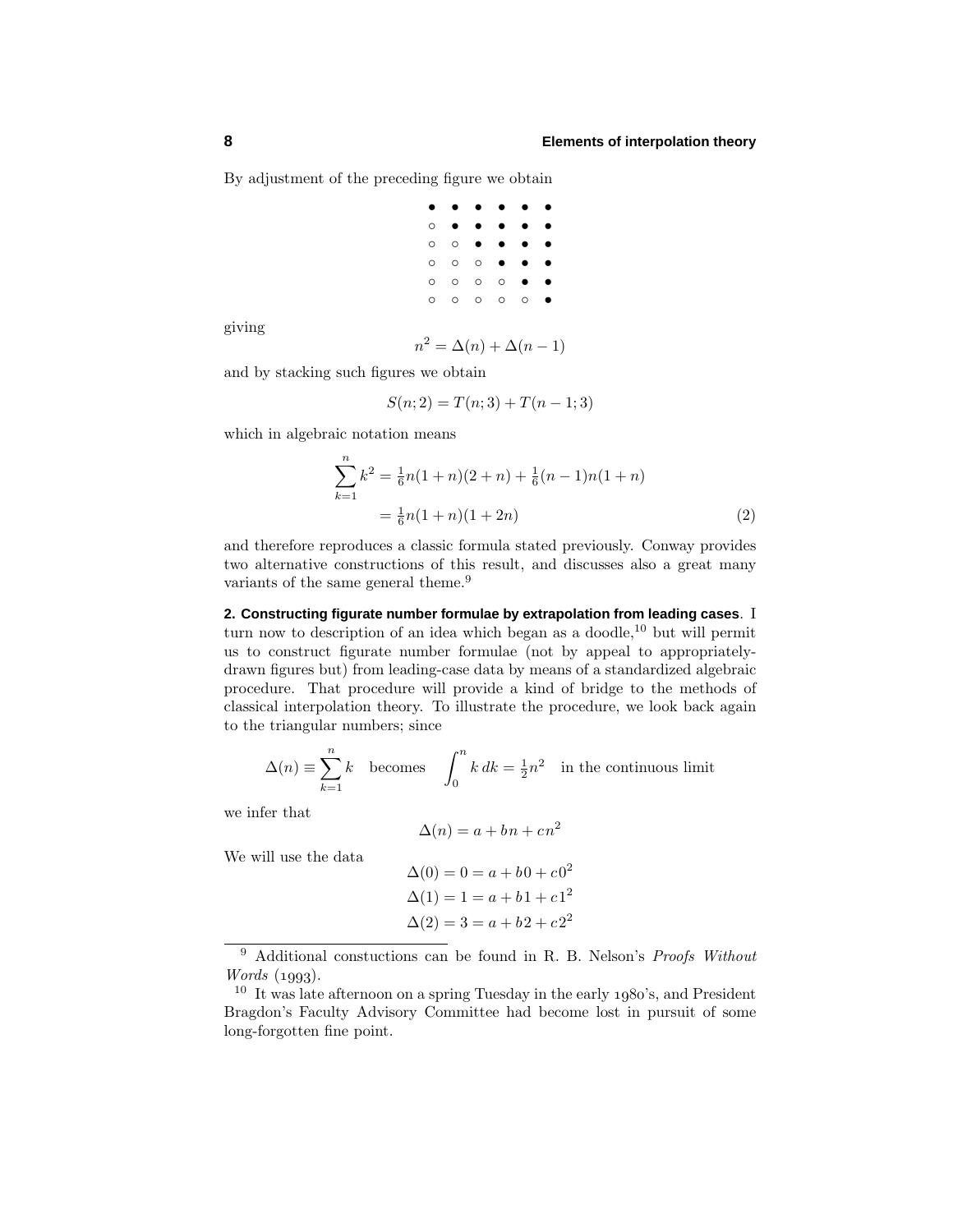By adjustment of the preceding figure we obtain

```
● ● ● ● ● ●
○ ● ● ● ● ●
○ ○ ● ● ● ●
○ ○ ○ ● ● ●
○ ○ ○ ○ ● ●
○ ○ ○ ○ ○ ●
```

giving

$$n^2 = \Delta(n) + \Delta(n-1)$$

and by stacking such figures we obtain

$$S(n;2) = T(n;3) + T(n-1;3)$$

which in algebraic notation means

$$\begin{aligned}
\sum_{k=1}^{n} k^2 &= \tfrac{1}{6}n(1+n)(2+n) + \tfrac{1}{6}(n-1)n(1+n) \\
&= \tfrac{1}{6}n(1+n)(1+2n)
\end{aligned} \tag{2}$$

and therefore reproduces a classic formula stated previously. Conway provides two alternative constructions of this result, and discusses also a great many variants of the same general theme.[9]

**2. Constructing figurate number formulae by extrapolation from leading cases**. I turn now to description of an idea which began as a doodle,[10] but will permit us to construct figurate number formulae (not by appeal to appropriately-drawn figures but) from leading-case data by means of a standardized algebraic procedure. That procedure will provide a kind of bridge to the methods of classical interpolation theory. To illustrate the procedure, we look back again to the triangular numbers; since

$$\Delta(n) \equiv \sum_{k=1}^{n} k \quad \text{becomes} \quad \int_0^n k\,dk = \tfrac{1}{2}n^2 \quad \text{in the continuous limit}$$

we infer that

$$\Delta(n) = a + bn + cn^2$$

We will use the data

$$\begin{aligned}
\Delta(0) = 0 &= a + b0 + c0^2 \\
\Delta(1) = 1 &= a + b1 + c1^2 \\
\Delta(2) = 3 &= a + b2 + c2^2
\end{aligned}$$

---

[9] Additional constuctions can be found in R. B. Nelson's *Proofs Without Words* (1993).

[10] It was late afternoon on a spring Tuesday in the early 1980's, and President Bragdon's Faculty Advisory Committee had become lost in pursuit of some long-forgotten fine point.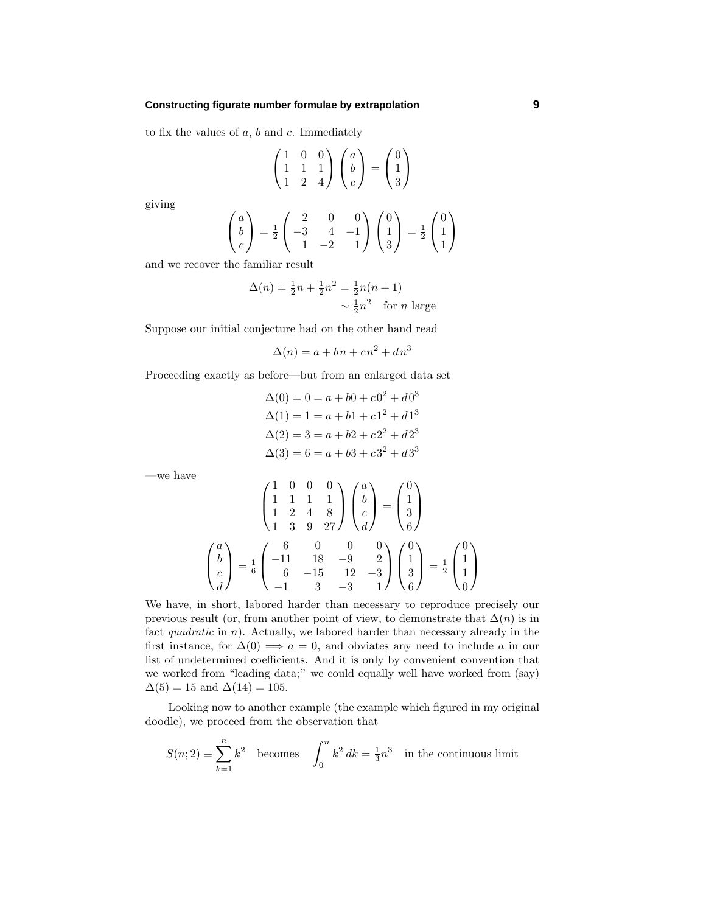to fix the values of $a$, $b$ and $c$. Immediately

$$
\begin{pmatrix} 1 & 0 & 0 \\ 1 & 1 & 1 \\ 1 & 2 & 4 \end{pmatrix} \begin{pmatrix} a \\ b \\ c \end{pmatrix} = \begin{pmatrix} 0 \\ 1 \\ 3 \end{pmatrix}
$$

giving

$$
\begin{pmatrix} a \\ b \\ c \end{pmatrix} = \tfrac{1}{2} \begin{pmatrix} 2 & 0 & 0 \\ -3 & 4 & -1 \\ 1 & -2 & 1 \end{pmatrix} \begin{pmatrix} 0 \\ 1 \\ 3 \end{pmatrix} = \tfrac{1}{2} \begin{pmatrix} 0 \\ 1 \\ 1 \end{pmatrix}
$$

and we recover the familiar result

$$
\begin{aligned}
\Delta(n) = \tfrac{1}{2}n + \tfrac{1}{2}n^2 &= \tfrac{1}{2}n(n+1) \\
&\sim \tfrac{1}{2}n^2 \quad \text{for } n \text{ large}
\end{aligned}
$$

Suppose our initial conjecture had on the other hand read

$$
\Delta(n) = a + bn + cn^2 + dn^3
$$

Proceeding exactly as before—but from an enlarged data set

$$
\begin{aligned}
\Delta(0) = 0 &= a + b0 + c0^2 + d0^3 \\
\Delta(1) = 1 &= a + b1 + c1^2 + d1^3 \\
\Delta(2) = 3 &= a + b2 + c2^2 + d2^3 \\
\Delta(3) = 6 &= a + b3 + c3^2 + d3^3
\end{aligned}
$$

—we have

$$
\begin{pmatrix} 1 & 0 & 0 & 0 \\ 1 & 1 & 1 & 1 \\ 1 & 2 & 4 & 8 \\ 1 & 3 & 9 & 27 \end{pmatrix} \begin{pmatrix} a \\ b \\ c \\ d \end{pmatrix} = \begin{pmatrix} 0 \\ 1 \\ 3 \\ 6 \end{pmatrix}
$$

$$
\begin{pmatrix} a \\ b \\ c \\ d \end{pmatrix} = \tfrac{1}{6} \begin{pmatrix} 6 & 0 & 0 & 0 \\ -11 & 18 & -9 & 2 \\ 6 & -15 & 12 & -3 \\ -1 & 3 & -3 & 1 \end{pmatrix} \begin{pmatrix} 0 \\ 1 \\ 3 \\ 6 \end{pmatrix} = \tfrac{1}{2} \begin{pmatrix} 0 \\ 1 \\ 1 \\ 0 \end{pmatrix}
$$

We have, in short, labored harder than necessary to reproduce precisely our previous result (or, from another point of view, to demonstrate that $\Delta(n)$ is in fact *quadratic* in $n$). Actually, we labored harder than necessary already in the first instance, for $\Delta(0) \Longrightarrow a = 0$, and obviates any need to include $a$ in our list of undetermined coefficients. And it is only by convenient convention that we worked from "leading data;" we could equally well have worked from (say) $\Delta(5) = 15$ and $\Delta(14) = 105$.

Looking now to another example (the example which figured in my original doodle), we proceed from the observation that

$$
S(n;2) \equiv \sum_{k=1}^{n} k^2 \quad \text{becomes} \quad \int_0^n k^2\, dk = \tfrac{1}{3}n^3 \quad \text{in the continuous limit}
$$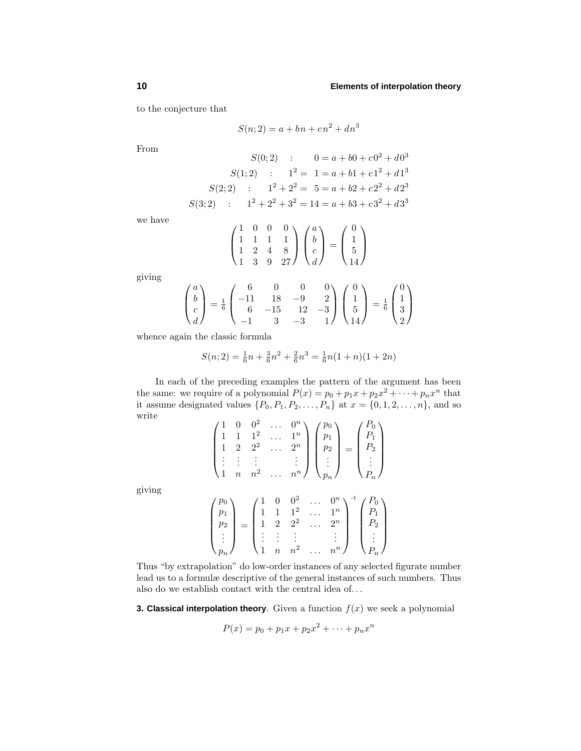to the conjecture that

$$S(n;2) = a + bn + cn^2 + dn^3$$

From

$$\begin{aligned}
S(0;2) \quad &: \qquad\qquad\qquad\quad 0 = a + b0 + c0^2 + d0^3 \\
S(1;2) \quad &: \qquad\qquad 1^2 = \ 1 = a + b1 + c1^2 + d1^3 \\
S(2;2) \quad &: \qquad 1^2 + 2^2 = \ 5 = a + b2 + c2^2 + d2^3 \\
S(3;2) \quad &: \quad 1^2 + 2^2 + 3^2 = 14 = a + b3 + c3^2 + d3^3
\end{aligned}$$

we have

$$\begin{pmatrix} 1 & 0 & 0 & 0 \\ 1 & 1 & 1 & 1 \\ 1 & 2 & 4 & 8 \\ 1 & 3 & 9 & 27 \end{pmatrix} \begin{pmatrix} a \\ b \\ c \\ d \end{pmatrix} = \begin{pmatrix} 0 \\ 1 \\ 5 \\ 14 \end{pmatrix}$$

giving

$$\begin{pmatrix} a \\ b \\ c \\ d \end{pmatrix} = \tfrac{1}{6} \begin{pmatrix} 6 & 0 & 0 & 0 \\ -11 & 18 & -9 & 2 \\ 6 & -15 & 12 & -3 \\ -1 & 3 & -3 & 1 \end{pmatrix} \begin{pmatrix} 0 \\ 1 \\ 5 \\ 14 \end{pmatrix} = \tfrac{1}{6} \begin{pmatrix} 0 \\ 1 \\ 3 \\ 2 \end{pmatrix}$$

whence again the classic formula

$$S(n;2) = \tfrac{1}{6}n + \tfrac{3}{6}n^2 + \tfrac{2}{6}n^3 = \tfrac{1}{6}n(1+n)(1+2n)$$

In each of the preceding examples the pattern of the argument has been the same: we require of a polynomial $P(x) = p_0 + p_1 x + p_2 x^2 + \cdots + p_n x^n$ that it assume designated values $\{P_0, P_1, P_2, \ldots, P_n\}$ at $x = \{0, 1, 2, \ldots, n\}$, and so write

$$\begin{pmatrix} 1 & 0 & 0^2 & \ldots & 0^n \\ 1 & 1 & 1^2 & \ldots & 1^n \\ 1 & 2 & 2^2 & \ldots & 2^n \\ \vdots & \vdots & \vdots & & \vdots \\ 1 & n & n^2 & \ldots & n^n \end{pmatrix} \begin{pmatrix} p_0 \\ p_1 \\ p_2 \\ \vdots \\ p_n \end{pmatrix} = \begin{pmatrix} P_0 \\ P_1 \\ P_2 \\ \vdots \\ P_n \end{pmatrix}$$

giving

$$\begin{pmatrix} p_0 \\ p_1 \\ p_2 \\ \vdots \\ p_n \end{pmatrix} = \begin{pmatrix} 1 & 0 & 0^2 & \ldots & 0^n \\ 1 & 1 & 1^2 & \ldots & 1^n \\ 1 & 2 & 2^2 & \ldots & 2^n \\ \vdots & \vdots & \vdots & & \vdots \\ 1 & n & n^2 & \ldots & n^n \end{pmatrix}^{-1} \begin{pmatrix} P_0 \\ P_1 \\ P_2 \\ \vdots \\ P_n \end{pmatrix}$$

Thus "by extrapolation" do low-order instances of any selected figurate number lead us to a formulæ descriptive of the general instances of such numbers. Thus also do we establish contact with the central idea of...

**3. Classical interpolation theory**. Given a function $f(x)$ we seek a polynomial

$$P(x) = p_0 + p_1 x + p_2 x^2 + \cdots + p_n x^n$$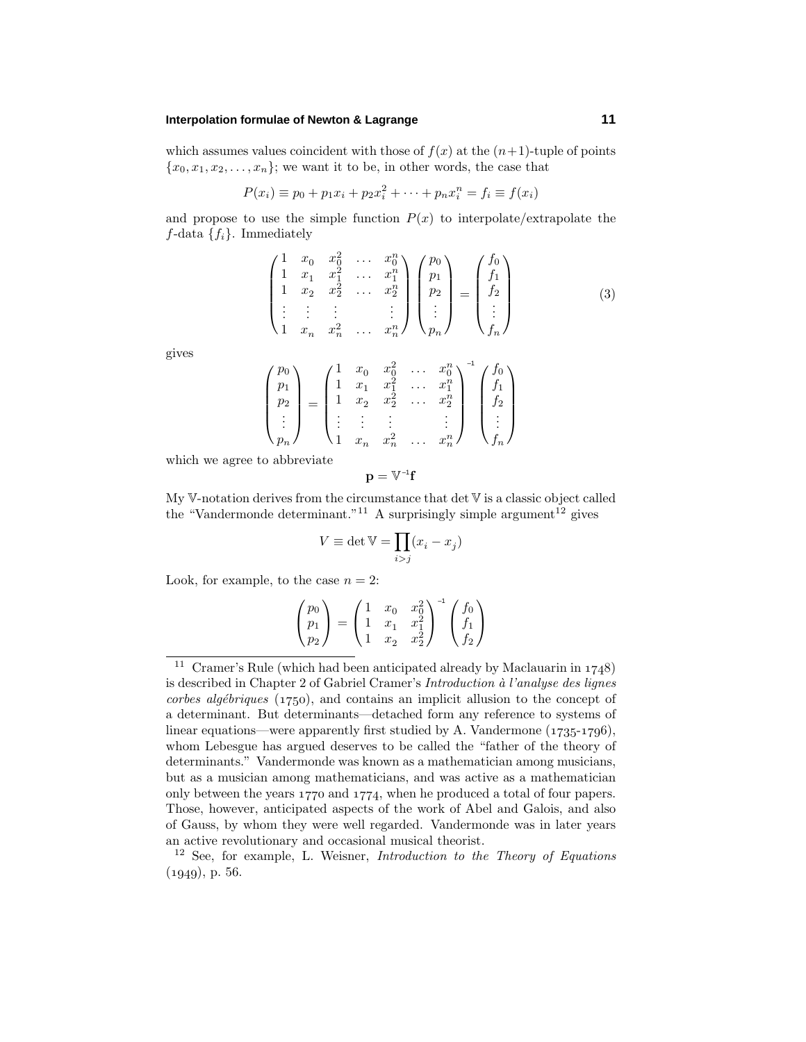which assumes values coincident with those of $f(x)$ at the $(n+1)$-tuple of points $\{x_0, x_1, x_2, \ldots, x_n\}$; we want it to be, in other words, the case that

$$P(x_i) \equiv p_0 + p_1 x_i + p_2 x_i^2 + \cdots + p_n x_i^n = f_i \equiv f(x_i)$$

and propose to use the simple function $P(x)$ to interpolate/extrapolate the $f$-data $\{f_i\}$. Immediately

$$\begin{pmatrix} 1 & x_0 & x_0^2 & \ldots & x_0^n \\ 1 & x_1 & x_1^2 & \ldots & x_1^n \\ 1 & x_2 & x_2^2 & \ldots & x_2^n \\ \vdots & \vdots & \vdots & & \vdots \\ 1 & x_n & x_n^2 & \ldots & x_n^n \end{pmatrix} \begin{pmatrix} p_0 \\ p_1 \\ p_2 \\ \vdots \\ p_n \end{pmatrix} = \begin{pmatrix} f_0 \\ f_1 \\ f_2 \\ \vdots \\ f_n \end{pmatrix} \tag{3}$$

gives

$$\begin{pmatrix} p_0 \\ p_1 \\ p_2 \\ \vdots \\ p_n \end{pmatrix} = \begin{pmatrix} 1 & x_0 & x_0^2 & \ldots & x_0^n \\ 1 & x_1 & x_1^2 & \ldots & x_1^n \\ 1 & x_2 & x_2^2 & \ldots & x_2^n \\ \vdots & \vdots & \vdots & & \vdots \\ 1 & x_n & x_n^2 & \ldots & x_n^n \end{pmatrix}^{-1} \begin{pmatrix} f_0 \\ f_1 \\ f_2 \\ \vdots \\ f_n \end{pmatrix}$$

which we agree to abbreviate

$$\mathbf{p} = \mathbb{V}^{-1}\mathbf{f}$$

My $\mathbb{V}$-notation derives from the circumstance that $\det \mathbb{V}$ is a classic object called the "Vandermonde determinant."[11] A surprisingly simple argument[12] gives

$$V \equiv \det \mathbb{V} = \prod_{i>j} (x_i - x_j)$$

Look, for example, to the case $n = 2$:

$$\begin{pmatrix} p_0 \\ p_1 \\ p_2 \end{pmatrix} = \begin{pmatrix} 1 & x_0 & x_0^2 \\ 1 & x_1 & x_1^2 \\ 1 & x_2 & x_2^2 \end{pmatrix}^{-1} \begin{pmatrix} f_0 \\ f_1 \\ f_2 \end{pmatrix}$$

---

[11] Cramer's Rule (which had been anticipated already by Maclauarin in 1748) is described in Chapter 2 of Gabriel Cramer's *Introduction à l'analyse des lignes corbes algébriques* (1750), and contains an implicit allusion to the concept of a determinant. But determinants—detached form any reference to systems of linear equations—were apparently first studied by A. Vandermone (1735-1796), whom Lebesgue has argued deserves to be called the "father of the theory of determinants." Vandermonde was known as a mathematician among musicians, but as a musician among mathematicians, and was active as a mathematician only between the years 1770 and 1774, when he produced a total of four papers. Those, however, anticipated aspects of the work of Abel and Galois, and also of Gauss, by whom they were well regarded. Vandermonde was in later years an active revolutionary and occasional musical theorist.

[12] See, for example, L. Weisner, *Introduction to the Theory of Equations* (1949), p. 56.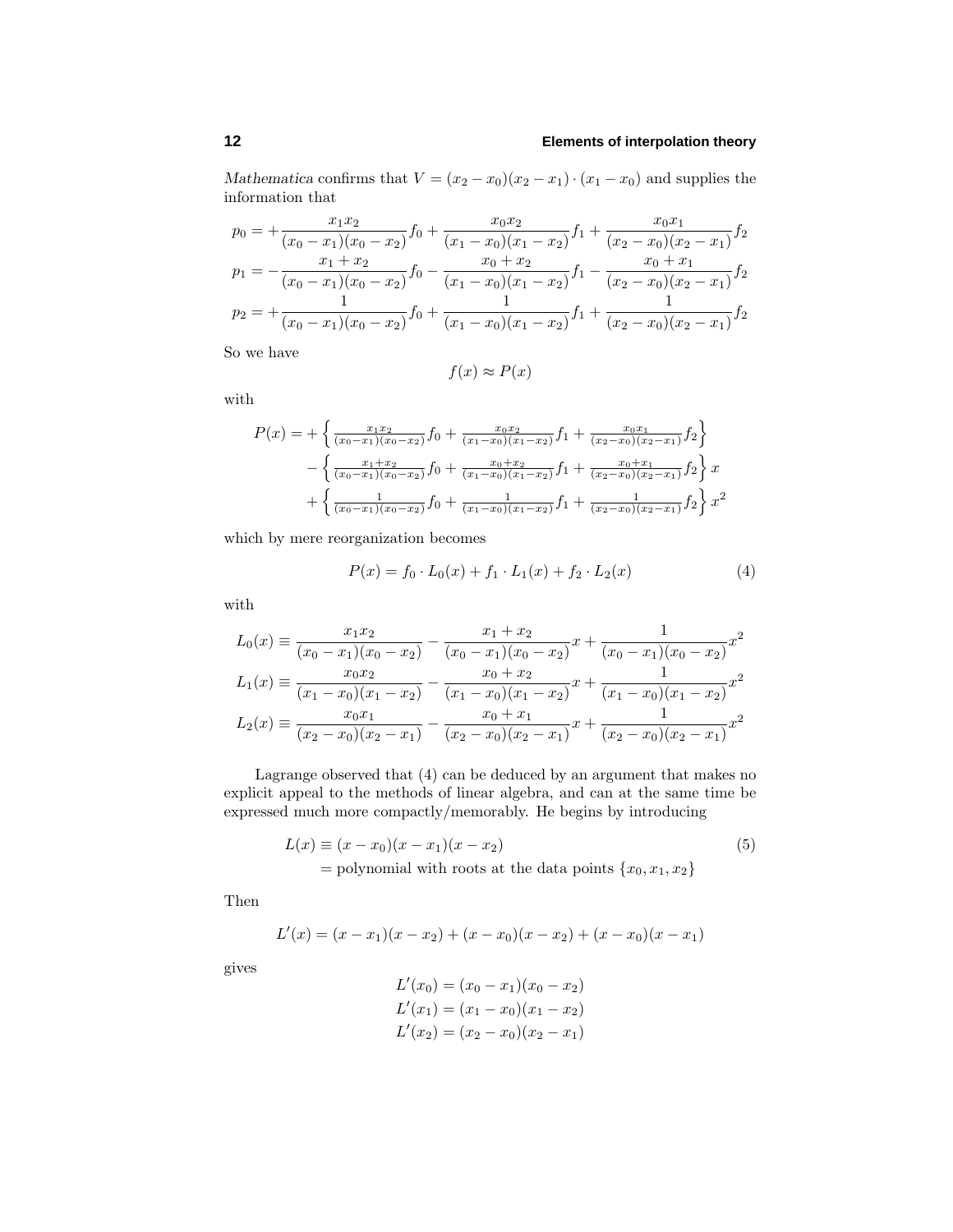*Mathematica* confirms that $V = (x_2 - x_0)(x_2 - x_1) \cdot (x_1 - x_0)$ and supplies the information that

$$
\begin{aligned}
p_0 &= +\frac{x_1 x_2}{(x_0 - x_1)(x_0 - x_2)} f_0 + \frac{x_0 x_2}{(x_1 - x_0)(x_1 - x_2)} f_1 + \frac{x_0 x_1}{(x_2 - x_0)(x_2 - x_1)} f_2 \\
p_1 &= -\frac{x_1 + x_2}{(x_0 - x_1)(x_0 - x_2)} f_0 - \frac{x_0 + x_2}{(x_1 - x_0)(x_1 - x_2)} f_1 - \frac{x_0 + x_1}{(x_2 - x_0)(x_2 - x_1)} f_2 \\
p_2 &= +\frac{1}{(x_0 - x_1)(x_0 - x_2)} f_0 + \frac{1}{(x_1 - x_0)(x_1 - x_2)} f_1 + \frac{1}{(x_2 - x_0)(x_2 - x_1)} f_2
\end{aligned}
$$

So we have

$$
f(x) \approx P(x)
$$

with

$$
\begin{aligned}
P(x) = &+\Big\{ \tfrac{x_1 x_2}{(x_0 - x_1)(x_0 - x_2)} f_0 + \tfrac{x_0 x_2}{(x_1 - x_0)(x_1 - x_2)} f_1 + \tfrac{x_0 x_1}{(x_2 - x_0)(x_2 - x_1)} f_2 \Big\} \\
&- \Big\{ \tfrac{x_1 + x_2}{(x_0 - x_1)(x_0 - x_2)} f_0 + \tfrac{x_0 + x_2}{(x_1 - x_0)(x_1 - x_2)} f_1 + \tfrac{x_0 + x_1}{(x_2 - x_0)(x_2 - x_1)} f_2 \Big\} x \\
&+ \Big\{ \tfrac{1}{(x_0 - x_1)(x_0 - x_2)} f_0 + \tfrac{1}{(x_1 - x_0)(x_1 - x_2)} f_1 + \tfrac{1}{(x_2 - x_0)(x_2 - x_1)} f_2 \Big\} x^2
\end{aligned}
$$

which by mere reorganization becomes

$$
P(x) = f_0 \cdot L_0(x) + f_1 \cdot L_1(x) + f_2 \cdot L_2(x) \tag{4}
$$

with

$$
\begin{aligned}
L_0(x) &\equiv \frac{x_1 x_2}{(x_0 - x_1)(x_0 - x_2)} - \frac{x_1 + x_2}{(x_0 - x_1)(x_0 - x_2)} x + \frac{1}{(x_0 - x_1)(x_0 - x_2)} x^2 \\
L_1(x) &\equiv \frac{x_0 x_2}{(x_1 - x_0)(x_1 - x_2)} - \frac{x_0 + x_2}{(x_1 - x_0)(x_1 - x_2)} x + \frac{1}{(x_1 - x_0)(x_1 - x_2)} x^2 \\
L_2(x) &\equiv \frac{x_0 x_1}{(x_2 - x_0)(x_2 - x_1)} - \frac{x_0 + x_1}{(x_2 - x_0)(x_2 - x_1)} x + \frac{1}{(x_2 - x_0)(x_2 - x_1)} x^2
\end{aligned}
$$

Lagrange observed that (4) can be deduced by an argument that makes no explicit appeal to the methods of linear algebra, and can at the same time be expressed much more compactly/memorably. He begins by introducing

$$
\begin{aligned}
L(x) &\equiv (x - x_0)(x - x_1)(x - x_2) \\
&= \text{polynomial with roots at the data points } \{x_0, x_1, x_2\}
\end{aligned} \tag{5}
$$

Then

$$
L'(x) = (x - x_1)(x - x_2) + (x - x_0)(x - x_2) + (x - x_0)(x - x_1)
$$

gives

$$
\begin{aligned}
L'(x_0) &= (x_0 - x_1)(x_0 - x_2) \\
L'(x_1) &= (x_1 - x_0)(x_1 - x_2) \\
L'(x_2) &= (x_2 - x_0)(x_2 - x_1)
\end{aligned}
$$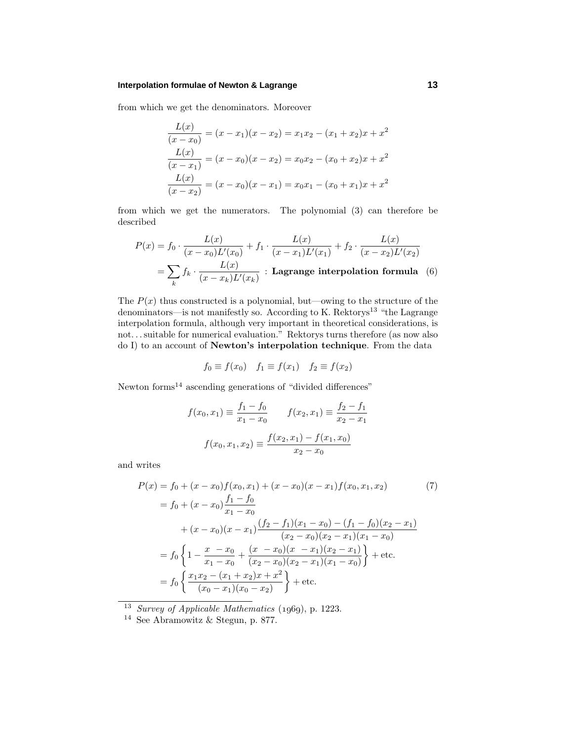from which we get the denominators. Moreover

$$\frac{L(x)}{(x-x_0)} = (x-x_1)(x-x_2) = x_1x_2 - (x_1+x_2)x + x^2$$
$$\frac{L(x)}{(x-x_1)} = (x-x_0)(x-x_2) = x_0x_2 - (x_0+x_2)x + x^2$$
$$\frac{L(x)}{(x-x_2)} = (x-x_0)(x-x_1) = x_0x_1 - (x_0+x_1)x + x^2$$

from which we get the numerators. The polynomial (3) can therefore be described

$$\begin{aligned}
P(x) &= f_0 \cdot \frac{L(x)}{(x-x_0)L'(x_0)} + f_1 \cdot \frac{L(x)}{(x-x_1)L'(x_1)} + f_2 \cdot \frac{L(x)}{(x-x_2)L'(x_2)} \\
&= \sum_k f_k \cdot \frac{L(x)}{(x-x_k)L'(x_k)} \ : \textbf{Lagrange interpolation formula} \quad (6)
\end{aligned}$$

The $P(x)$ thus constructed is a polynomial, but—owing to the structure of the denominators—is not manifestly so. According to K. Rektorys[13] "the Lagrange interpolation formula, although very important in theoretical considerations, is not…suitable for numerical evaluation." Rektorys turns therefore (as now also do I) to an account of **Newton's interpolation technique**. From the data

$$f_0 \equiv f(x_0) \quad f_1 \equiv f(x_1) \quad f_2 \equiv f(x_2)$$

Newton forms[14] ascending generations of "divided differences"

$$f(x_0,x_1) \equiv \frac{f_1 - f_0}{x_1 - x_0} \qquad f(x_2,x_1) \equiv \frac{f_2 - f_1}{x_2 - x_1}$$

$$f(x_0,x_1,x_2) \equiv \frac{f(x_2,x_1) - f(x_1,x_0)}{x_2 - x_0}$$

and writes

$$\begin{aligned}
P(x) &= f_0 + (x-x_0)f(x_0,x_1) + (x-x_0)(x-x_1)f(x_0,x_1,x_2) \qquad (7) \\
&= f_0 + (x-x_0)\frac{f_1 - f_0}{x_1 - x_0} \\
&\quad + (x-x_0)(x-x_1)\frac{(f_2-f_1)(x_1-x_0) - (f_1-f_0)(x_2-x_1)}{(x_2-x_0)(x_2-x_1)(x_1-x_0)} \\
&= f_0\left\{1 - \frac{x - x_0}{x_1 - x_0} + \frac{(x - x_0)(x - x_1)(x_2-x_1)}{(x_2-x_0)(x_2-x_1)(x_1-x_0)}\right\} + \text{etc.} \\
&= f_0\left\{\frac{x_1x_2 - (x_1+x_2)x + x^2}{(x_0-x_1)(x_0-x_2)}\right\} + \text{etc.}
\end{aligned}$$

---

[13] *Survey of Applicable Mathematics* (1969), p. 1223.

[14] See Abramowitz & Stegun, p. 877.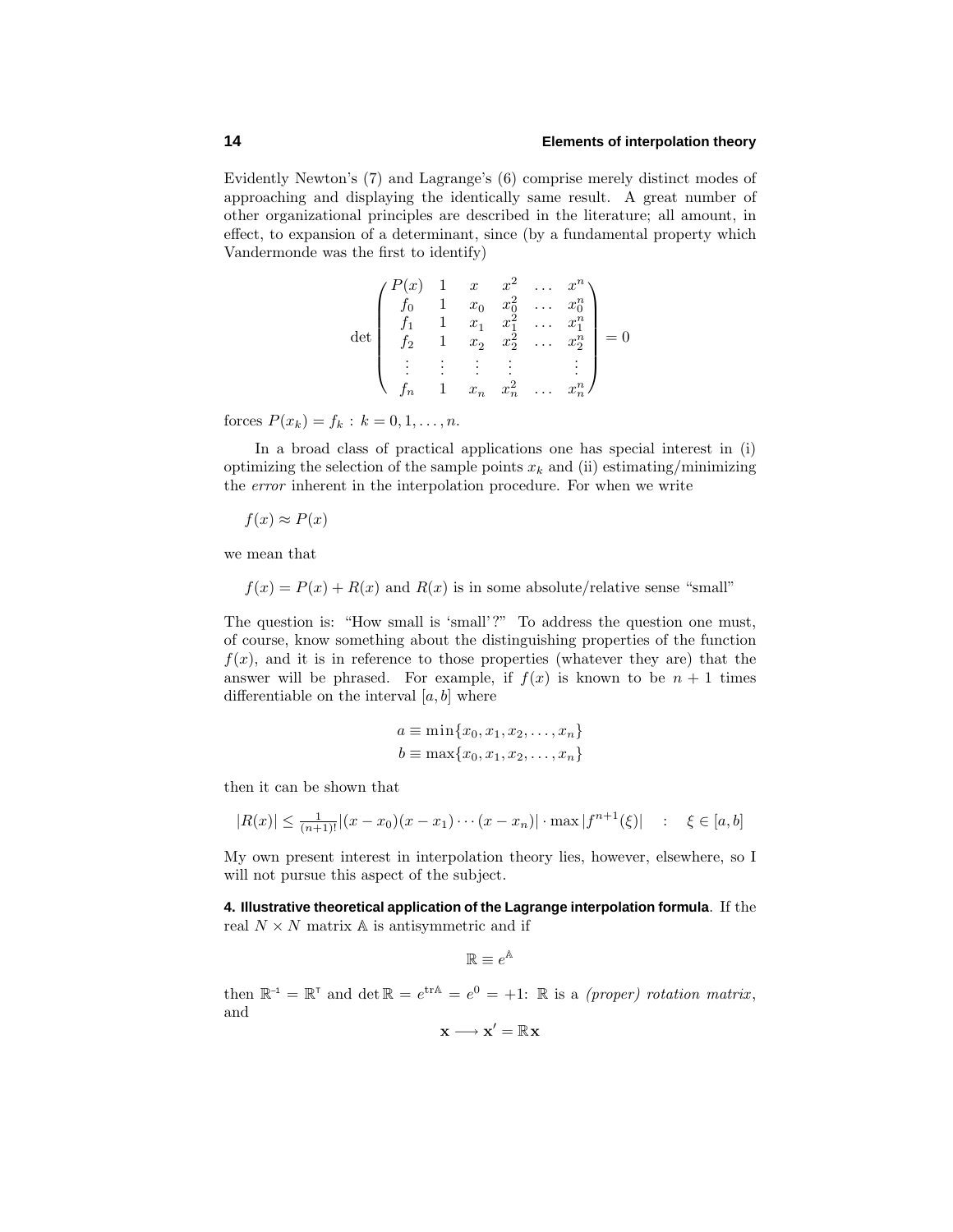Evidently Newton's (7) and Lagrange's (6) comprise merely distinct modes of approaching and displaying the identically same result. A great number of other organizational principles are described in the literature; all amount, in effect, to expansion of a determinant, since (by a fundamental property which Vandermonde was the first to identify)

$$\det\begin{pmatrix} P(x) & 1 & x & x^2 & \dots & x^n \\ f_0 & 1 & x_0 & x_0^2 & \dots & x_0^n \\ f_1 & 1 & x_1 & x_1^2 & \dots & x_1^n \\ f_2 & 1 & x_2 & x_2^2 & \dots & x_2^n \\ \vdots & \vdots & \vdots & \vdots & & \vdots \\ f_n & 1 & x_n & x_n^2 & \dots & x_n^n \end{pmatrix} = 0$$

forces $P(x_k) = f_k : k = 0, 1, \dots, n$.

In a broad class of practical applications one has special interest in (i) optimizing the selection of the sample points $x_k$ and (ii) estimating/minimizing the *error* inherent in the interpolation procedure. For when we write

$$f(x) \approx P(x)$$

we mean that

$$f(x) = P(x) + R(x) \text{ and } R(x) \text{ is in some absolute/relative sense "small"}$$

The question is: "How small is 'small'?" To address the question one must, of course, know something about the distinguishing properties of the function $f(x)$, and it is in reference to those properties (whatever they are) that the answer will be phrased. For example, if $f(x)$ is known to be $n+1$ times differentiable on the interval $[a, b]$ where

$$\begin{aligned} a &\equiv \min\{x_0, x_1, x_2, \dots, x_n\} \\ b &\equiv \max\{x_0, x_1, x_2, \dots, x_n\} \end{aligned}$$

then it can be shown that

$$|R(x)| \le \tfrac{1}{(n+1)!}|(x-x_0)(x-x_1)\cdots(x-x_n)| \cdot \max|f^{n+1}(\xi)| \quad : \quad \xi \in [a, b]$$

My own present interest in interpolation theory lies, however, elsewhere, so I will not pursue this aspect of the subject.

**4. Illustrative theoretical application of the Lagrange interpolation formula**. If the real $N \times N$ matrix $\mathbb{A}$ is antisymmetric and if

$$\mathbb{R} \equiv e^{\mathbb{A}}$$

then $\mathbb{R}^{-1} = \mathbb{R}^{\mathsf{T}}$ and $\det \mathbb{R} = e^{\operatorname{tr}\mathbb{A}} = e^0 = +1$: $\mathbb{R}$ is a *(proper) rotation matrix*, and

$$\mathbf{x} \longrightarrow \mathbf{x}' = \mathbb{R}\mathbf{x}$$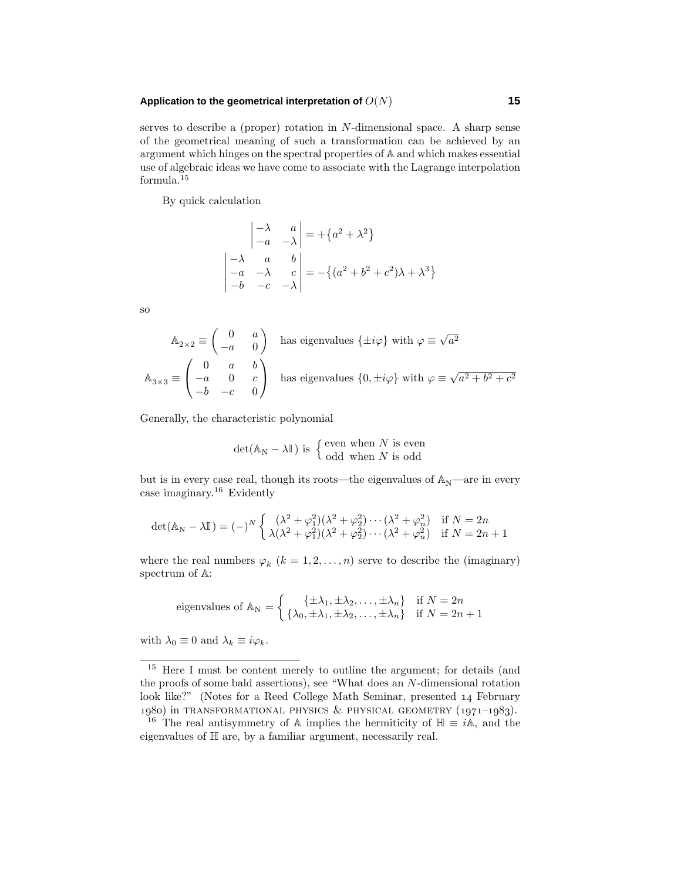serves to describe a (proper) rotation in $N$-dimensional space. A sharp sense of the geometrical meaning of such a transformation can be achieved by an argument which hinges on the spectral properties of $\mathbb{A}$ and which makes essential use of algebraic ideas we have come to associate with the Lagrange interpolation formula.[15]

By quick calculation

$$\begin{vmatrix} -\lambda & a \\ -a & -\lambda \end{vmatrix} = +\big\{a^2 + \lambda^2\big\}$$

$$\begin{vmatrix} -\lambda & a & b \\ -a & -\lambda & c \\ -b & -c & -\lambda \end{vmatrix} = -\big\{(a^2 + b^2 + c^2)\lambda + \lambda^3\big\}$$

so

$$\mathbb{A}_{2\times 2} \equiv \begin{pmatrix} 0 & a \\ -a & 0 \end{pmatrix} \quad \text{has eigenvalues } \{\pm i\varphi\} \text{ with } \varphi \equiv \sqrt{a^2}$$

$$\mathbb{A}_{3\times 3} \equiv \begin{pmatrix} 0 & a & b \\ -a & 0 & c \\ -b & -c & 0 \end{pmatrix} \quad \text{has eigenvalues } \{0, \pm i\varphi\} \text{ with } \varphi \equiv \sqrt{a^2 + b^2 + c^2}$$

Generally, the characteristic polynomial

$$\det(\mathbb{A}_{\text{N}} - \lambda\mathbb{I}\,) \text{ is } \begin{cases} \text{even when } N \text{ is even} \\ \text{odd when } N \text{ is odd} \end{cases}$$

but is in every case real, though its roots—the eigenvalues of $\mathbb{A}_{\text{N}}$—are in every case imaginary.[16] Evidently

$$\det(\mathbb{A}_{\text{N}} - \lambda\mathbb{I}\,) = (-)^N \begin{cases} (\lambda^2 + \varphi_1^2)(\lambda^2 + \varphi_2^2)\cdots(\lambda^2 + \varphi_n^2) & \text{if } N = 2n \\ \lambda(\lambda^2 + \varphi_1^2)(\lambda^2 + \varphi_2^2)\cdots(\lambda^2 + \varphi_n^2) & \text{if } N = 2n+1 \end{cases}$$

where the real numbers $\varphi_k$ $(k = 1, 2, \ldots, n)$ serve to describe the (imaginary) spectrum of $\mathbb{A}$:

$$\text{eigenvalues of } \mathbb{A}_{\text{N}} = \begin{cases} \{\pm\lambda_1, \pm\lambda_2, \ldots, \pm\lambda_n\} & \text{if } N = 2n \\ \{\lambda_0, \pm\lambda_1, \pm\lambda_2, \ldots, \pm\lambda_n\} & \text{if } N = 2n+1 \end{cases}$$

with $\lambda_0 \equiv 0$ and $\lambda_k \equiv i\varphi_k$.

---

[15] Here I must be content merely to outline the argument; for details (and the proofs of some bald assertions), see "What does an $N$-dimensional rotation look like?" (Notes for a Reed College Math Seminar, presented 14 February 1980) in TRANSFORMATIONAL PHYSICS & PHYSICAL GEOMETRY (1971–1983).

[16] The real antisymmetry of $\mathbb{A}$ implies the hermiticity of $\mathbb{H} \equiv i\mathbb{A}$, and the eigenvalues of $\mathbb{H}$ are, by a familiar argument, necessarily real.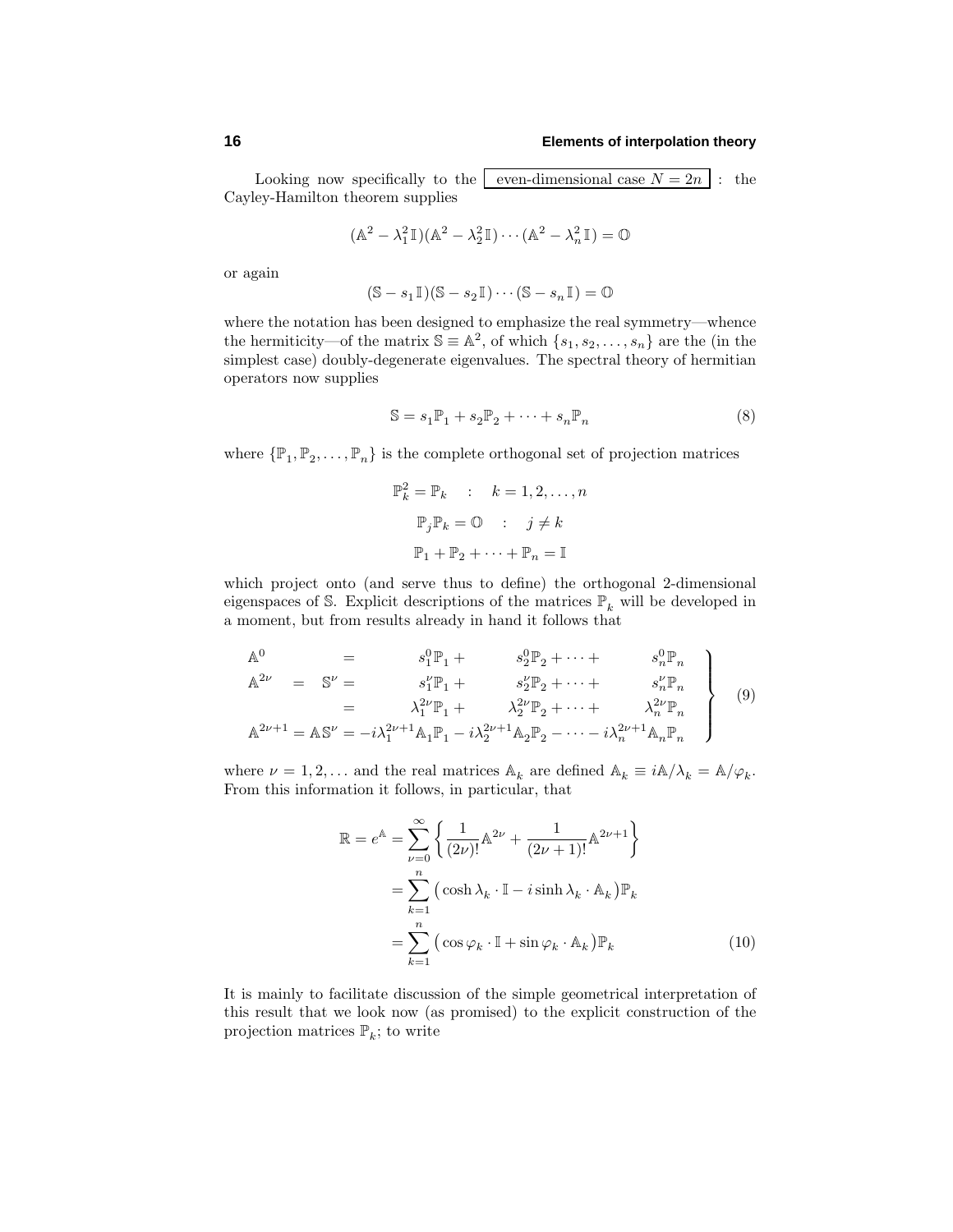Looking now specifically to the $\boxed{\text{even-dimensional case } N = 2n}$ : the Cayley-Hamilton theorem supplies

$$(\mathbb{A}^2 - \lambda_1^2\,\mathbb{I})(\mathbb{A}^2 - \lambda_2^2\,\mathbb{I})\cdots(\mathbb{A}^2 - \lambda_n^2\,\mathbb{I}) = \mathbb{O}$$

or again

$$(\mathbb{S} - s_1\,\mathbb{I})(\mathbb{S} - s_2\,\mathbb{I})\cdots(\mathbb{S} - s_n\,\mathbb{I}) = \mathbb{O}$$

where the notation has been designed to emphasize the real symmetry—whence the hermiticity—of the matrix $\mathbb{S} \equiv \mathbb{A}^2$, of which $\{s_1, s_2, \ldots, s_n\}$ are the (in the simplest case) doubly-degenerate eigenvalues. The spectral theory of hermitian operators now supplies

$$\mathbb{S} = s_1\mathbb{P}_1 + s_2\mathbb{P}_2 + \cdots + s_n\mathbb{P}_n \tag{8}$$

where $\{\mathbb{P}_1, \mathbb{P}_2, \ldots, \mathbb{P}_n\}$ is the complete orthogonal set of projection matrices

$$\mathbb{P}_k^2 = \mathbb{P}_k \quad : \quad k = 1, 2, \ldots, n$$

$$\mathbb{P}_j\mathbb{P}_k = \mathbb{O} \quad : \quad j \neq k$$

$$\mathbb{P}_1 + \mathbb{P}_2 + \cdots + \mathbb{P}_n = \mathbb{I}$$

which project onto (and serve thus to define) the orthogonal 2-dimensional eigenspaces of $\mathbb{S}$. Explicit descriptions of the matrices $\mathbb{P}_k$ will be developed in a moment, but from results already in hand it follows that

$$\left.\begin{array}{lcl}
\mathbb{A}^0 & = & s_1^0\mathbb{P}_1 + s_2^0\mathbb{P}_2 + \cdots + s_n^0\mathbb{P}_n \\
\mathbb{A}^{2\nu} \;=\; \mathbb{S}^\nu & = & s_1^\nu\mathbb{P}_1 + s_2^\nu\mathbb{P}_2 + \cdots + s_n^\nu\mathbb{P}_n \\
 & = & \lambda_1^{2\nu}\mathbb{P}_1 + \lambda_2^{2\nu}\mathbb{P}_2 + \cdots + \lambda_n^{2\nu}\mathbb{P}_n \\
\mathbb{A}^{2\nu+1} = \mathbb{A}\mathbb{S}^\nu & = & -i\lambda_1^{2\nu+1}\mathbb{A}_1\mathbb{P}_1 - i\lambda_2^{2\nu+1}\mathbb{A}_2\mathbb{P}_2 - \cdots - i\lambda_n^{2\nu+1}\mathbb{A}_n\mathbb{P}_n
\end{array}\right\} \tag{9}$$

where $\nu = 1, 2, \ldots$ and the real matrices $\mathbb{A}_k$ are defined $\mathbb{A}_k \equiv i\mathbb{A}/\lambda_k = \mathbb{A}/\varphi_k$. From this information it follows, in particular, that

$$\begin{aligned}
\mathbb{R} = e^{\mathbb{A}} &= \sum_{\nu=0}^{\infty}\left\{\frac{1}{(2\nu)!}\mathbb{A}^{2\nu} + \frac{1}{(2\nu+1)!}\mathbb{A}^{2\nu+1}\right\} \\
&= \sum_{k=1}^{n}\big(\cosh\lambda_k\cdot\mathbb{I} - i\sinh\lambda_k\cdot\mathbb{A}_k\big)\mathbb{P}_k \\
&= \sum_{k=1}^{n}\big(\cos\varphi_k\cdot\mathbb{I} + \sin\varphi_k\cdot\mathbb{A}_k\big)\mathbb{P}_k
\end{aligned} \tag{10}$$

It is mainly to facilitate discussion of the simple geometrical interpretation of this result that we look now (as promised) to the explicit construction of the projection matrices $\mathbb{P}_k$; to write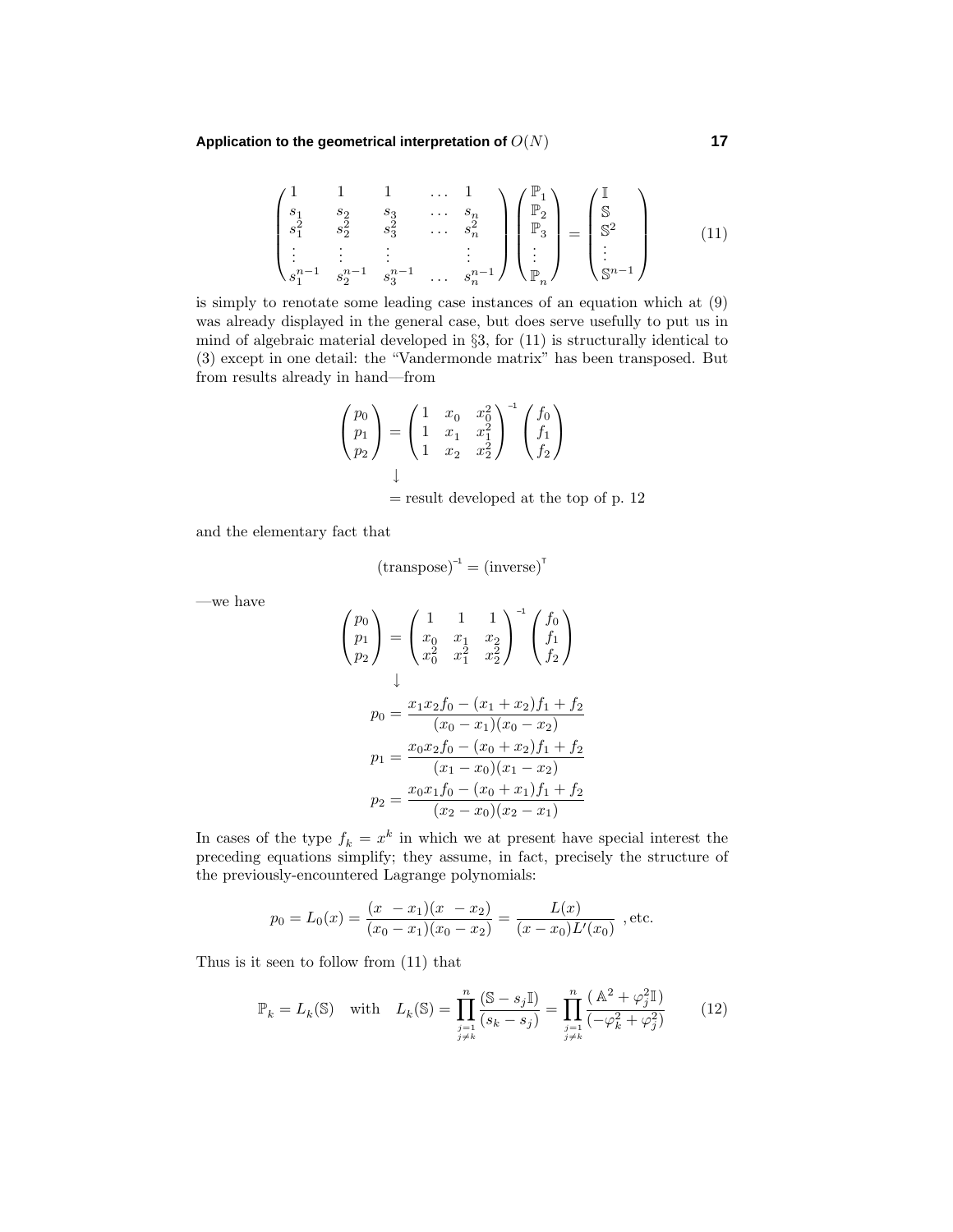$$
\begin{pmatrix}
1 & 1 & 1 & \dots & 1 \\
s_1 & s_2 & s_3 & \dots & s_n \\
s_1^2 & s_2^2 & s_3^2 & \dots & s_n^2 \\
\vdots & \vdots & \vdots & & \vdots \\
s_1^{n-1} & s_2^{n-1} & s_3^{n-1} & \dots & s_n^{n-1}
\end{pmatrix}
\begin{pmatrix}
\mathbb{P}_1 \\ \mathbb{P}_2 \\ \mathbb{P}_3 \\ \vdots \\ \mathbb{P}_n
\end{pmatrix}
=
\begin{pmatrix}
\mathbb{I} \\ \mathbb{S} \\ \mathbb{S}^2 \\ \vdots \\ \mathbb{S}^{n-1}
\end{pmatrix}
\tag{11}
$$

is simply to renotate some leading case instances of an equation which at (9) was already displayed in the general case, but does serve usefully to put us in mind of algebraic material developed in §3, for (11) is structurally identical to (3) except in one detail: the "Vandermonde matrix" has been transposed. But from results already in hand—from

$$
\begin{pmatrix} p_0 \\ p_1 \\ p_2 \end{pmatrix}
=
\begin{pmatrix}
1 & x_0 & x_0^2 \\
1 & x_1 & x_1^2 \\
1 & x_2 & x_2^2
\end{pmatrix}^{-1}
\begin{pmatrix} f_0 \\ f_1 \\ f_2 \end{pmatrix}
$$

$$
\downarrow
$$

$$
= \text{result developed at the top of p. 12}
$$

and the elementary fact that

$$
(\text{transpose})^{-1} = (\text{inverse})^{\mathsf{T}}
$$

—we have

$$
\begin{pmatrix} p_0 \\ p_1 \\ p_2 \end{pmatrix}
=
\begin{pmatrix}
1 & 1 & 1 \\
x_0 & x_1 & x_2 \\
x_0^2 & x_1^2 & x_2^2
\end{pmatrix}^{-1}
\begin{pmatrix} f_0 \\ f_1 \\ f_2 \end{pmatrix}
$$

$$
\downarrow
$$

$$
p_0 = \frac{x_1 x_2 f_0 - (x_1 + x_2) f_1 + f_2}{(x_0 - x_1)(x_0 - x_2)}
$$

$$
p_1 = \frac{x_0 x_2 f_0 - (x_0 + x_2) f_1 + f_2}{(x_1 - x_0)(x_1 - x_2)}
$$

$$
p_2 = \frac{x_0 x_1 f_0 - (x_0 + x_1) f_1 + f_2}{(x_2 - x_0)(x_2 - x_1)}
$$

In cases of the type $f_k = x^k$ in which we at present have special interest the preceding equations simplify; they assume, in fact, precisely the structure of the previously-encountered Lagrange polynomials:

$$
p_0 = L_0(x) = \frac{(x - x_1)(x - x_2)}{(x_0 - x_1)(x_0 - x_2)} = \frac{L(x)}{(x - x_0)L'(x_0)} \text{ , etc.}
$$

Thus is it seen to follow from (11) that

$$
\mathbb{P}_k = L_k(\mathbb{S}) \quad \text{with} \quad L_k(\mathbb{S}) = \prod_{\substack{j=1 \\ j \neq k}}^{n} \frac{(\mathbb{S} - s_j \mathbb{I})}{(s_k - s_j)} = \prod_{\substack{j=1 \\ j \neq k}}^{n} \frac{(\mathbb{A}^2 + \varphi_j^2 \mathbb{I})}{(-\varphi_k^2 + \varphi_j^2)}
\tag{12}
$$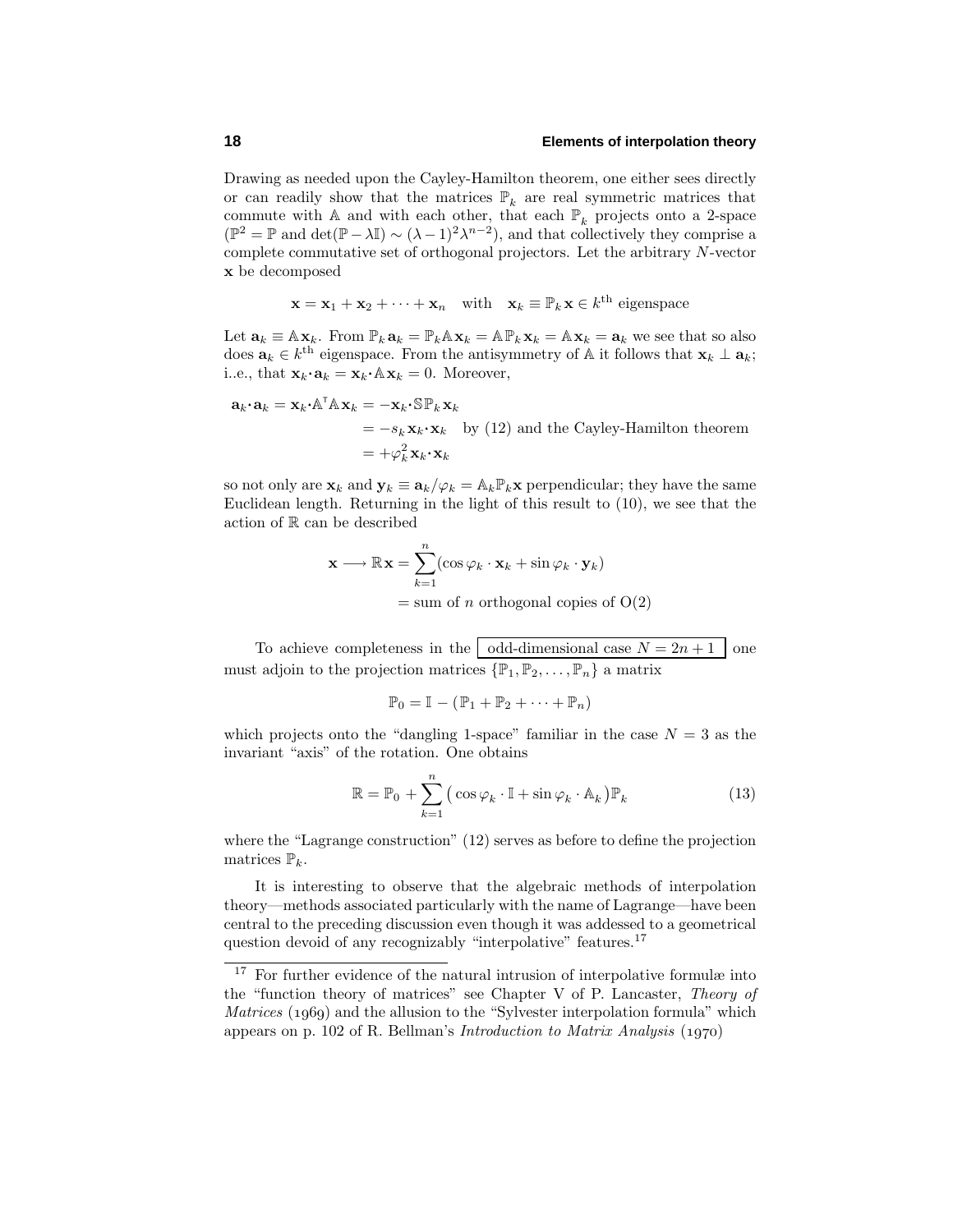Drawing as needed upon the Cayley-Hamilton theorem, one either sees directly or can readily show that the matrices $\mathbb{P}_k$ are real symmetric matrices that commute with $\mathbb{A}$ and with each other, that each $\mathbb{P}_k$ projects onto a 2-space ($\mathbb{P}^2 = \mathbb{P}$ and $\det(\mathbb{P} - \lambda\mathbb{I}) \sim (\lambda - 1)^2\lambda^{n-2}$), and that collectively they comprise a complete commutative set of orthogonal projectors. Let the arbitrary $N$-vector $\mathbf{x}$ be decomposed

$$\mathbf{x} = \mathbf{x}_1 + \mathbf{x}_2 + \cdots + \mathbf{x}_n \quad \text{with} \quad \mathbf{x}_k \equiv \mathbb{P}_k\mathbf{x} \in k^{\text{th}} \text{ eigenspace}$$

Let $\mathbf{a}_k \equiv \mathbb{A}\mathbf{x}_k$. From $\mathbb{P}_k\mathbf{a}_k = \mathbb{P}_k\mathbb{A}\mathbf{x}_k = \mathbb{A}\mathbb{P}_k\mathbf{x}_k = \mathbb{A}\mathbf{x}_k = \mathbf{a}_k$ we see that so also does $\mathbf{a}_k \in k^{\text{th}}$ eigenspace. From the antisymmetry of $\mathbb{A}$ it follows that $\mathbf{x}_k \perp \mathbf{a}_k$; i..e., that $\mathbf{x}_k\cdot\mathbf{a}_k = \mathbf{x}_k\cdot\mathbb{A}\mathbf{x}_k = 0$. Moreover,

$$\begin{aligned}
\mathbf{a}_k\cdot\mathbf{a}_k = \mathbf{x}_k\cdot\mathbb{A}^{\mathsf{T}}\mathbb{A}\mathbf{x}_k &= -\mathbf{x}_k\cdot\mathbb{S}\mathbb{P}_k\mathbf{x}_k \\
&= -s_k\mathbf{x}_k\cdot\mathbf{x}_k \quad \text{by (12) and the Cayley-Hamilton theorem} \\
&= +\varphi_k^2\mathbf{x}_k\cdot\mathbf{x}_k
\end{aligned}$$

so not only are $\mathbf{x}_k$ and $\mathbf{y}_k \equiv \mathbf{a}_k/\varphi_k = \mathbb{A}_k\mathbb{P}_k\mathbf{x}$ perpendicular; they have the same Euclidean length. Returning in the light of this result to (10), we see that the action of $\mathbb{R}$ can be described

$$\begin{aligned}
\mathbf{x} \longrightarrow \mathbb{R}\mathbf{x} &= \sum_{k=1}^{n}(\cos\varphi_k\cdot\mathbf{x}_k + \sin\varphi_k\cdot\mathbf{y}_k) \\
&= \text{sum of } n \text{ orthogonal copies of O(2)}
\end{aligned}$$

To achieve completeness in the **odd-dimensional case $N = 2n+1$** one must adjoin to the projection matrices $\{\mathbb{P}_1, \mathbb{P}_2, \ldots, \mathbb{P}_n\}$ a matrix

$$\mathbb{P}_0 = \mathbb{I} - (\mathbb{P}_1 + \mathbb{P}_2 + \cdots + \mathbb{P}_n)$$

which projects onto the "dangling 1-space" familiar in the case $N = 3$ as the invariant "axis" of the rotation. One obtains

$$\mathbb{R} = \mathbb{P}_0 + \sum_{k=1}^{n}\big(\cos\varphi_k\cdot\mathbb{I} + \sin\varphi_k\cdot\mathbb{A}_k\big)\mathbb{P}_k \tag{13}$$

where the "Lagrange construction" (12) serves as before to define the projection matrices $\mathbb{P}_k$.

It is interesting to observe that the algebraic methods of interpolation theory—methods associated particularly with the name of Lagrange—have been central to the preceding discussion even though it was addessed to a geometrical question devoid of any recognizably "interpolative" features.[17]

---

[17] For further evidence of the natural intrusion of interpolative formulæ into the "function theory of matrices" see Chapter V of P. Lancaster, *Theory of Matrices* (1969) and the allusion to the "Sylvester interpolation formula" which appears on p. 102 of R. Bellman's *Introduction to Matrix Analysis* (1970)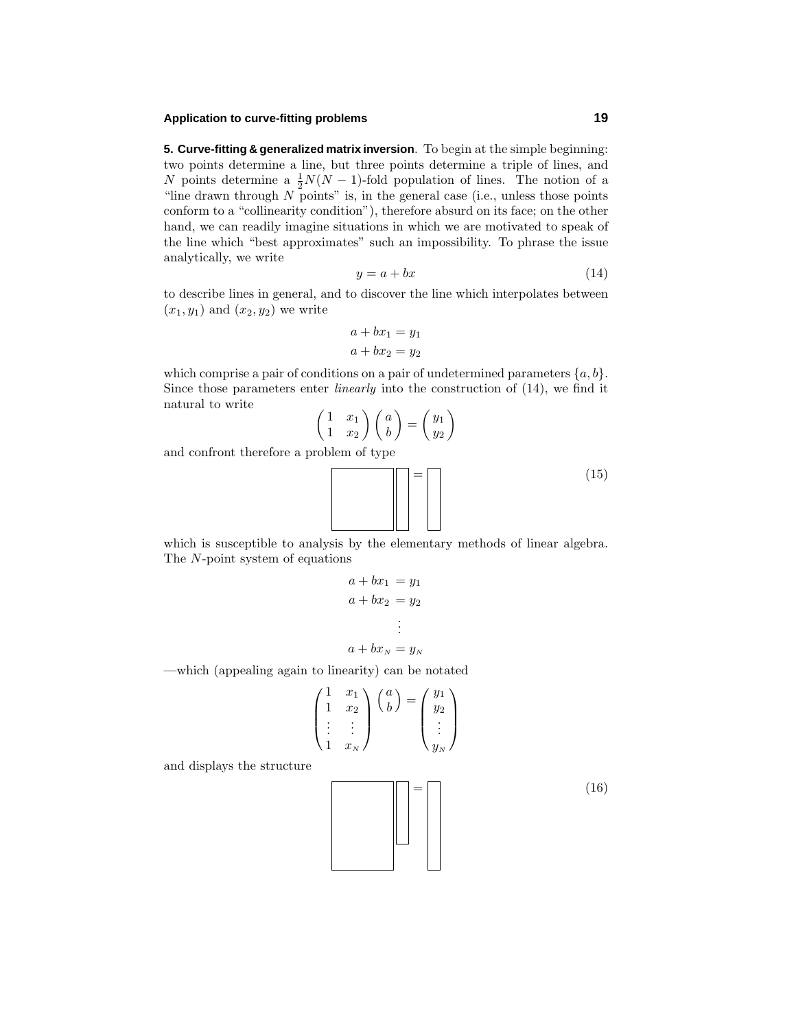**5. Curve-fitting & generalized matrix inversion**. To begin at the simple beginning: two points determine a line, but three points determine a triple of lines, and $N$ points determine a $\frac{1}{2}N(N-1)$-fold population of lines. The notion of a "line drawn through $N$ points" is, in the general case (i.e., unless those points conform to a "collinearity condition"), therefore absurd on its face; on the other hand, we can readily imagine situations in which we are motivated to speak of the line which "best approximates" such an impossibility. To phrase the issue analytically, we write

$$y = a + bx \tag{14}$$

to describe lines in general, and to discover the line which interpolates between $(x_1, y_1)$ and $(x_2, y_2)$ we write

$$\begin{aligned} a + bx_1 &= y_1 \\ a + bx_2 &= y_2 \end{aligned}$$

which comprise a pair of conditions on a pair of undetermined parameters $\{a, b\}$. Since those parameters enter *linearly* into the construction of (14), we find it natural to write

$$\begin{pmatrix} 1 & x_1 \\ 1 & x_2 \end{pmatrix} \begin{pmatrix} a \\ b \end{pmatrix} = \begin{pmatrix} y_1 \\ y_2 \end{pmatrix}$$

and confront therefore a problem of type

$$\boxed{\begin{matrix} \phantom{M} & \phantom{M} \\ \phantom{M} & \phantom{M} \end{matrix}}\,\boxed{\begin{matrix} \phantom{M} \\ \phantom{M} \end{matrix}} = \boxed{\begin{matrix} \phantom{M} \\ \phantom{M} \end{matrix}} \tag{15}$$

which is susceptible to analysis by the elementary methods of linear algebra. The $N$-point system of equations

$$\begin{aligned} a + bx_1 &= y_1 \\ a + bx_2 &= y_2 \\ &\vdots \\ a + bx_N &= y_N \end{aligned}$$

—which (appealing again to linearity) can be notated

$$\begin{pmatrix} 1 & x_1 \\ 1 & x_2 \\ \vdots & \vdots \\ 1 & x_N \end{pmatrix} \begin{pmatrix} a \\ b \end{pmatrix} = \begin{pmatrix} y_1 \\ y_2 \\ \vdots \\ y_N \end{pmatrix}$$

and displays the structure

$$\boxed{\begin{matrix} \phantom{M} & \phantom{M} \\ \phantom{M} & \phantom{M} \\ \phantom{M} & \phantom{M} \\ \phantom{M} & \phantom{M} \end{matrix}}\,\boxed{\begin{matrix} \phantom{M} \\ \phantom{M} \\ \phantom{M} \end{matrix}} = \boxed{\begin{matrix} \phantom{M} \\ \phantom{M} \\ \phantom{M} \\ \phantom{M} \end{matrix}} \tag{16}$$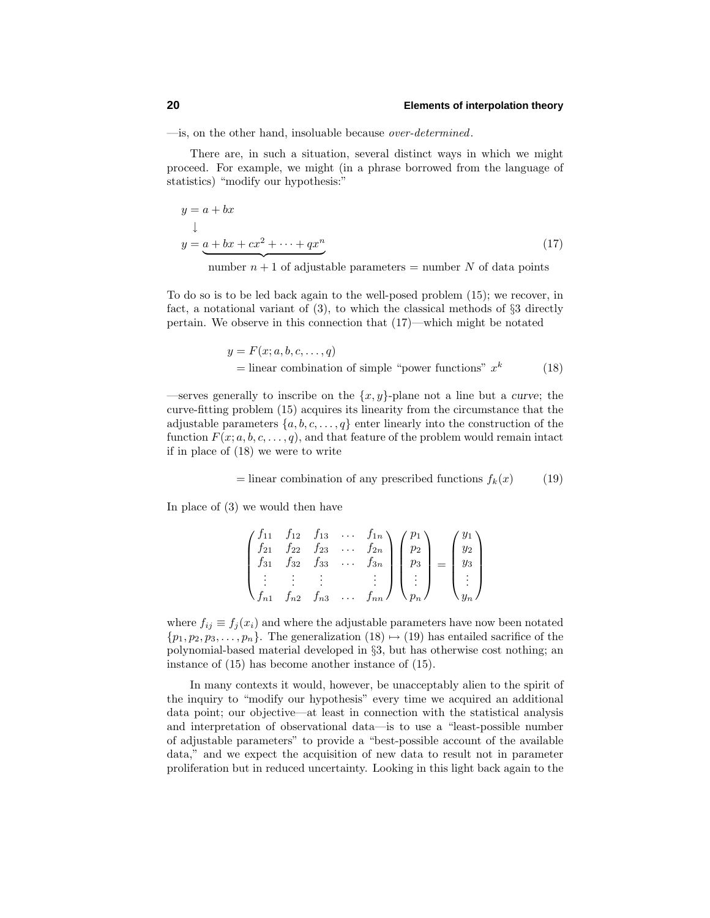—is, on the other hand, insoluable because *over-determined*.

There are, in such a situation, several distinct ways in which we might proceed. For example, we might (in a phrase borrowed from the language of statistics) "modify our hypothesis:"

$$
\begin{aligned}
y &= a + bx \\
&\downarrow \\
y &= \underbrace{a + bx + cx^2 + \cdots + qx^n}_{\text{number } n+1 \text{ of adjustable parameters } = \text{ number } N \text{ of data points}}
\end{aligned}
\tag{17}
$$

To do so is to be led back again to the well-posed problem (15); we recover, in fact, a notational variant of (3), to which the classical methods of §3 directly pertain. We observe in this connection that (17)—which might be notated

$$
\begin{aligned}
y &= F(x; a, b, c, \ldots, q) \\
&= \text{linear combination of simple "power functions" } x^k
\end{aligned}
\tag{18}
$$

—serves generally to inscribe on the $\{x, y\}$-plane not a line but a *curve*; the curve-fitting problem (15) acquires its linearity from the circumstance that the adjustable parameters $\{a, b, c, \ldots, q\}$ enter linearly into the construction of the function $F(x; a, b, c, \ldots, q)$, and that feature of the problem would remain intact if in place of (18) we were to write

$$
= \text{linear combination of any prescribed functions } f_k(x) \tag{19}
$$

In place of (3) we would then have

$$
\begin{pmatrix}
f_{11} & f_{12} & f_{13} & \ldots & f_{1n} \\
f_{21} & f_{22} & f_{23} & \ldots & f_{2n} \\
f_{31} & f_{32} & f_{33} & \ldots & f_{3n} \\
\vdots & \vdots & \vdots & & \vdots \\
f_{n1} & f_{n2} & f_{n3} & \ldots & f_{nn}
\end{pmatrix}
\begin{pmatrix}
p_1 \\ p_2 \\ p_3 \\ \vdots \\ p_n
\end{pmatrix}
=
\begin{pmatrix}
y_1 \\ y_2 \\ y_3 \\ \vdots \\ y_n
\end{pmatrix}
$$

where $f_{ij} \equiv f_j(x_i)$ and where the adjustable parameters have now been notated $\{p_1, p_2, p_3, \ldots, p_n\}$. The generalization (18) $\mapsto$ (19) has entailed sacrifice of the polynomial-based material developed in §3, but has otherwise cost nothing; an instance of (15) has become another instance of (15).

In many contexts it would, however, be unacceptably alien to the spirit of the inquiry to "modify our hypothesis" every time we acquired an additional data point; our objective—at least in connection with the statistical analysis and interpretation of observational data—is to use a "least-possible number of adjustable parameters" to provide a "best-possible account of the available data," and we expect the acquisition of new data to result not in parameter proliferation but in reduced uncertainty. Looking in this light back again to the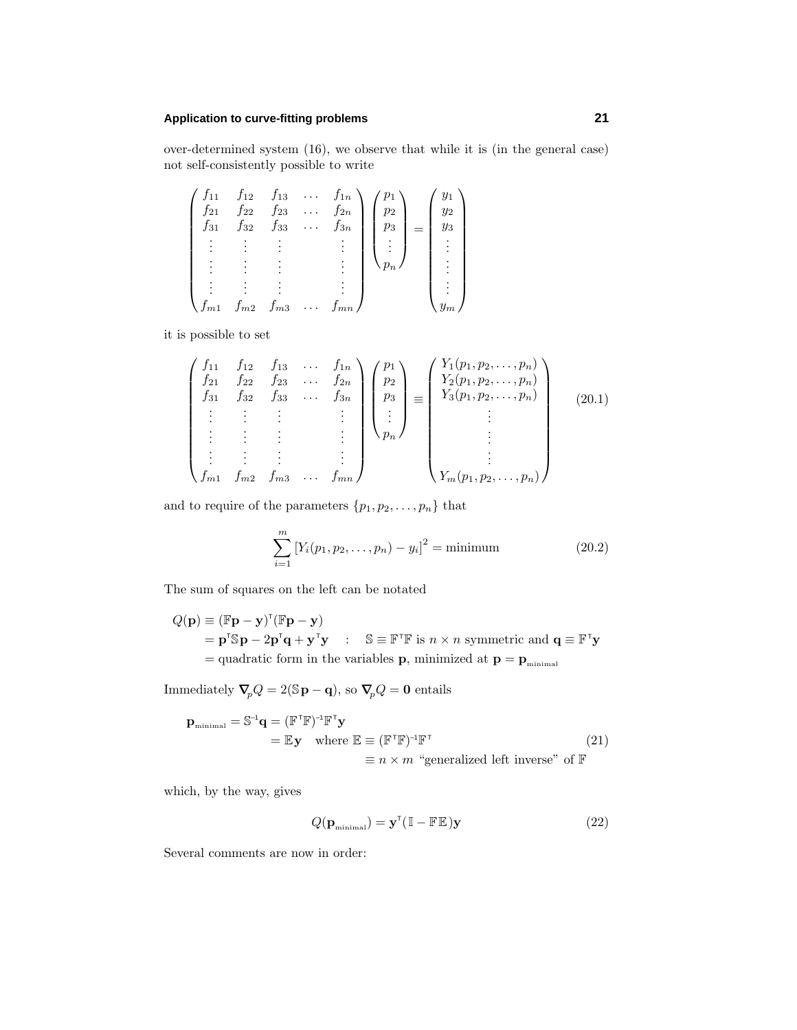over-determined system (16), we observe that while it is (in the general case) not self-consistently possible to write

$$
\begin{pmatrix}
f_{11} & f_{12} & f_{13} & \dots & f_{1n} \\
f_{21} & f_{22} & f_{23} & \dots & f_{2n} \\
f_{31} & f_{32} & f_{33} & \dots & f_{3n} \\
\vdots & \vdots & \vdots & & \vdots \\
\vdots & \vdots & \vdots & & \vdots \\
\vdots & \vdots & \vdots & & \vdots \\
f_{m1} & f_{m2} & f_{m3} & \dots & f_{mn}
\end{pmatrix}
\begin{pmatrix} p_1 \\ p_2 \\ p_3 \\ \vdots \\ p_n \end{pmatrix}
=
\begin{pmatrix} y_1 \\ y_2 \\ y_3 \\ \vdots \\ \vdots \\ \vdots \\ y_m \end{pmatrix}
$$

it is possible to set

$$
\begin{pmatrix}
f_{11} & f_{12} & f_{13} & \dots & f_{1n} \\
f_{21} & f_{22} & f_{23} & \dots & f_{2n} \\
f_{31} & f_{32} & f_{33} & \dots & f_{3n} \\
\vdots & \vdots & \vdots & & \vdots \\
\vdots & \vdots & \vdots & & \vdots \\
\vdots & \vdots & \vdots & & \vdots \\
f_{m1} & f_{m2} & f_{m3} & \dots & f_{mn}
\end{pmatrix}
\begin{pmatrix} p_1 \\ p_2 \\ p_3 \\ \vdots \\ p_n \end{pmatrix}
\equiv
\begin{pmatrix} Y_1(p_1, p_2, \dots, p_n) \\ Y_2(p_1, p_2, \dots, p_n) \\ Y_3(p_1, p_2, \dots, p_n) \\ \vdots \\ \vdots \\ \vdots \\ Y_m(p_1, p_2, \dots, p_n) \end{pmatrix}
\tag{20.1}
$$

and to require of the parameters $\{p_1, p_2, \dots, p_n\}$ that

$$
\sum_{i=1}^{m} \big[Y_i(p_1, p_2, \dots, p_n) - y_i\big]^2 = \text{minimum} \tag{20.2}
$$

The sum of squares on the left can be notated

$$
\begin{aligned}
Q(\mathbf{p}) &\equiv (\mathbb{F}\mathbf{p} - \mathbf{y})^{\mathsf{T}}(\mathbb{F}\mathbf{p} - \mathbf{y}) \\
&= \mathbf{p}^{\mathsf{T}}\mathbb{S}\mathbf{p} - 2\mathbf{p}^{\mathsf{T}}\mathbf{q} + \mathbf{y}^{\mathsf{T}}\mathbf{y} \quad : \quad \mathbb{S} \equiv \mathbb{F}^{\mathsf{T}}\mathbb{F} \text{ is } n \times n \text{ symmetric and } \mathbf{q} \equiv \mathbb{F}^{\mathsf{T}}\mathbf{y} \\
&= \text{quadratic form in the variables } \mathbf{p}, \text{ minimized at } \mathbf{p} = \mathbf{p}_{\text{minimal}}
\end{aligned}
$$

Immediately $\boldsymbol{\nabla}_{\!p} Q = 2(\mathbb{S}\mathbf{p} - \mathbf{q})$, so $\boldsymbol{\nabla}_{\!p} Q = \mathbf{0}$ entails

$$
\begin{aligned}
\mathbf{p}_{\text{minimal}} = \mathbb{S}^{-1}\mathbf{q} &= (\mathbb{F}^{\mathsf{T}}\mathbb{F})^{-1}\mathbb{F}^{\mathsf{T}}\mathbf{y} \\
&= \mathbb{E}\mathbf{y} \quad \text{where } \mathbb{E} \equiv (\mathbb{F}^{\mathsf{T}}\mathbb{F})^{-1}\mathbb{F}^{\mathsf{T}} \\
&\qquad\qquad \equiv n \times m \text{ “generalized left inverse” of } \mathbb{F}
\end{aligned}
\tag{21}
$$

which, by the way, gives

$$
Q(\mathbf{p}_{\text{minimal}}) = \mathbf{y}^{\mathsf{T}}(\mathbb{I} - \mathbb{F}\mathbb{E})\mathbf{y} \tag{22}
$$

Several comments are now in order: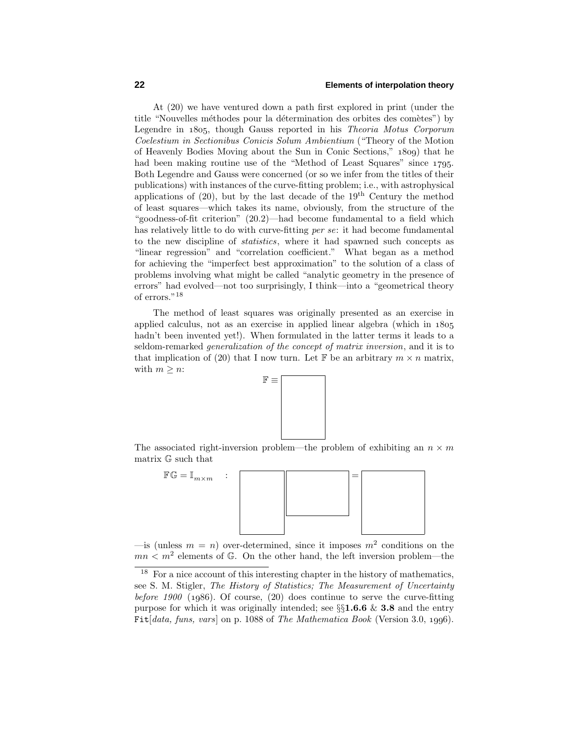At (20) we have ventured down a path first explored in print (under the title "Nouvelles méthodes pour la détermination des orbites des comètes") by Legendre in 1805, though Gauss reported in his *Theoria Motus Corporum Coelestium in Sectionibus Conicis Solum Ambientium* ("Theory of the Motion of Heavenly Bodies Moving about the Sun in Conic Sections," 1809) that he had been making routine use of the "Method of Least Squares" since 1795. Both Legendre and Gauss were concerned (or so we infer from the titles of their publications) with instances of the curve-fitting problem; i.e., with astrophysical applications of (20), but by the last decade of the 19th Century the method of least squares—which takes its name, obviously, from the structure of the "goodness-of-fit criterion" (20.2)—had become fundamental to a field which has relatively little to do with curve-fitting *per se*: it had become fundamental to the new discipline of *statistics*, where it had spawned such concepts as "linear regression" and "correlation coefficient." What began as a method for achieving the "imperfect best approximation" to the solution of a class of problems involving what might be called "analytic geometry in the presence of errors" had evolved—not too surprisingly, I think—into a "geometrical theory of errors."[18]

The method of least squares was originally presented as an exercise in applied calculus, not as an exercise in applied linear algebra (which in 1805 hadn't been invented yet!). When formulated in the latter terms it leads to a seldom-remarked *generalization of the concept of matrix inversion*, and it is to that implication of (20) that I now turn. Let $\mathbb{F}$ be an arbitrary $m \times n$ matrix, with $m \geq n$:

$$\mathbb{F} \equiv \boxed{\phantom{xx}}$$

The associated right-inversion problem—the problem of exhibiting an $n \times m$ matrix $\mathbb{G}$ such that

$$\mathbb{F}\mathbb{G} = \mathbb{I}_{m\times m} \quad : \quad \boxed{\phantom{x}}\,\boxed{\phantom{xxx}} = \boxed{\phantom{xxx}}$$

—is (unless $m = n$) over-determined, since it imposes $m^2$ conditions on the $mn < m^2$ elements of $\mathbb{G}$. On the other hand, the left inversion problem—the

---

[18] For a nice account of this interesting chapter in the history of mathematics, see S. M. Stigler, *The History of Statistics; The Measurement of Uncertainty before 1900* (1986). Of course, (20) does continue to serve the curve-fitting purpose for which it was originally intended; see §§**1.6.6** & **3.8** and the entry `Fit`[*data, funs, vars*] on p. 1088 of *The Mathematica Book* (Version 3.0, 1996).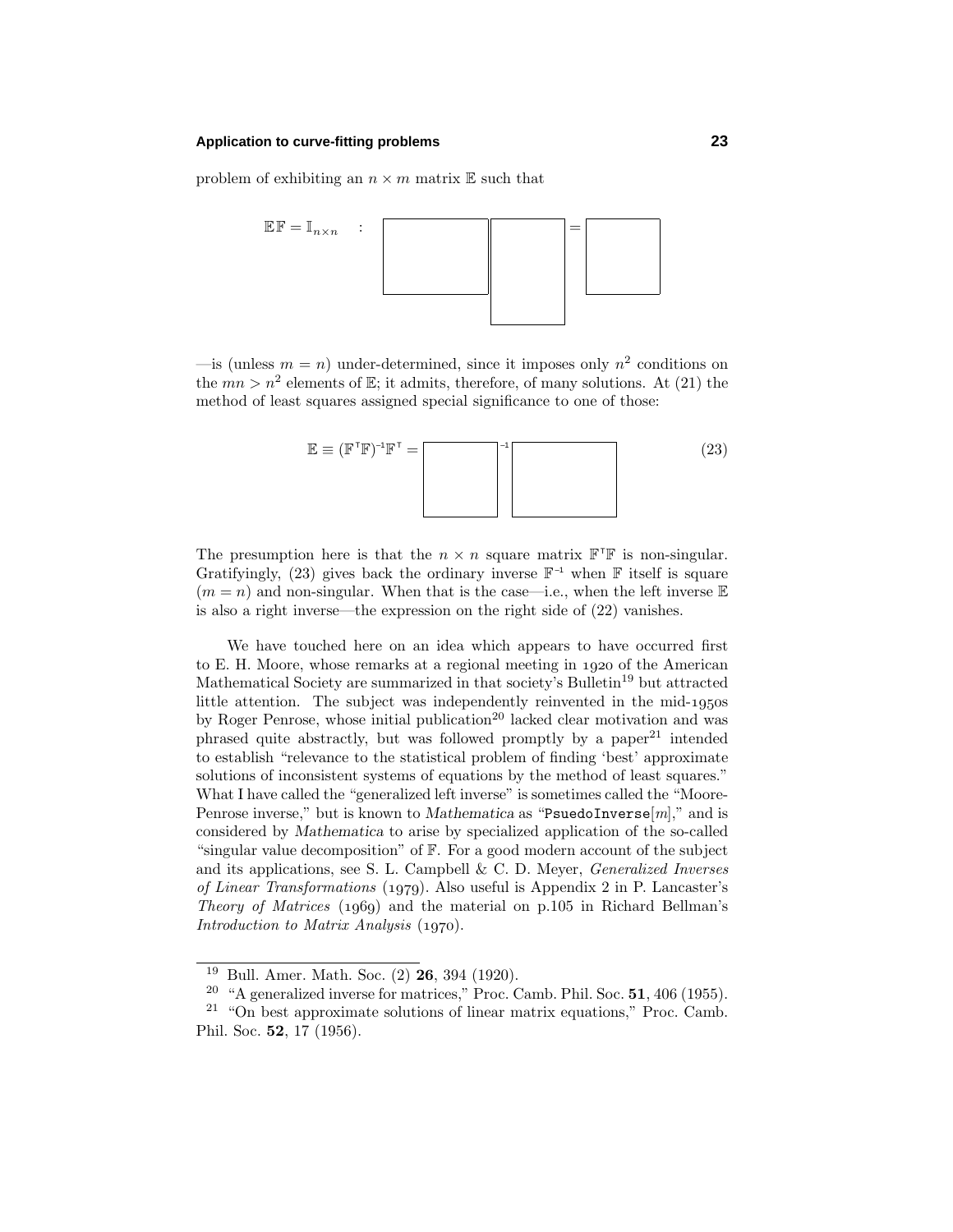problem of exhibiting an $n \times m$ matrix $\mathbb{E}$ such that

$$\mathbb{E}\mathbb{F} = \mathbb{I}_{n\times n} \quad :$$

—is (unless $m = n$) under-determined, since it imposes only $n^2$ conditions on the $mn > n^2$ elements of $\mathbb{E}$; it admits, therefore, of many solutions. At (21) the method of least squares assigned special significance to one of those:

$$\mathbb{E} \equiv (\mathbb{F}^{\mathsf{T}}\mathbb{F})^{-1}\mathbb{F}^{\mathsf{T}} = \tag{23}$$

The presumption here is that the $n \times n$ square matrix $\mathbb{F}^{\mathsf{T}}\mathbb{F}$ is non-singular. Gratifyingly, (23) gives back the ordinary inverse $\mathbb{F}^{-1}$ when $\mathbb{F}$ itself is square ($m = n$) and non-singular. When that is the case—i.e., when the left inverse $\mathbb{E}$ is also a right inverse—the expression on the right side of (22) vanishes.

We have touched here on an idea which appears to have occurred first to E. H. Moore, whose remarks at a regional meeting in 1920 of the American Mathematical Society are summarized in that society's Bulletin[19] but attracted little attention. The subject was independently reinvented in the mid-1950s by Roger Penrose, whose initial publication[20] lacked clear motivation and was phrased quite abstractly, but was followed promptly by a paper[21] intended to establish "relevance to the statistical problem of finding 'best' approximate solutions of inconsistent systems of equations by the method of least squares." What I have called the "generalized left inverse" is sometimes called the "Moore-Penrose inverse," but is known to *Mathematica* as "`PsuedoInverse`[$m$]," and is considered by *Mathematica* to arise by specialized application of the so-called "singular value decomposition" of $\mathbb{F}$. For a good modern account of the subject and its applications, see S. L. Campbell & C. D. Meyer, *Generalized Inverses of Linear Transformations* (1979). Also useful is Appendix 2 in P. Lancaster's *Theory of Matrices* (1969) and the material on p.105 in Richard Bellman's *Introduction to Matrix Analysis* (1970).

---

[19] Bull. Amer. Math. Soc. (2) **26**, 394 (1920).

[20] "A generalized inverse for matrices," Proc. Camb. Phil. Soc. **51**, 406 (1955).

[21] "On best approximate solutions of linear matrix equations," Proc. Camb. Phil. Soc. **52**, 17 (1956).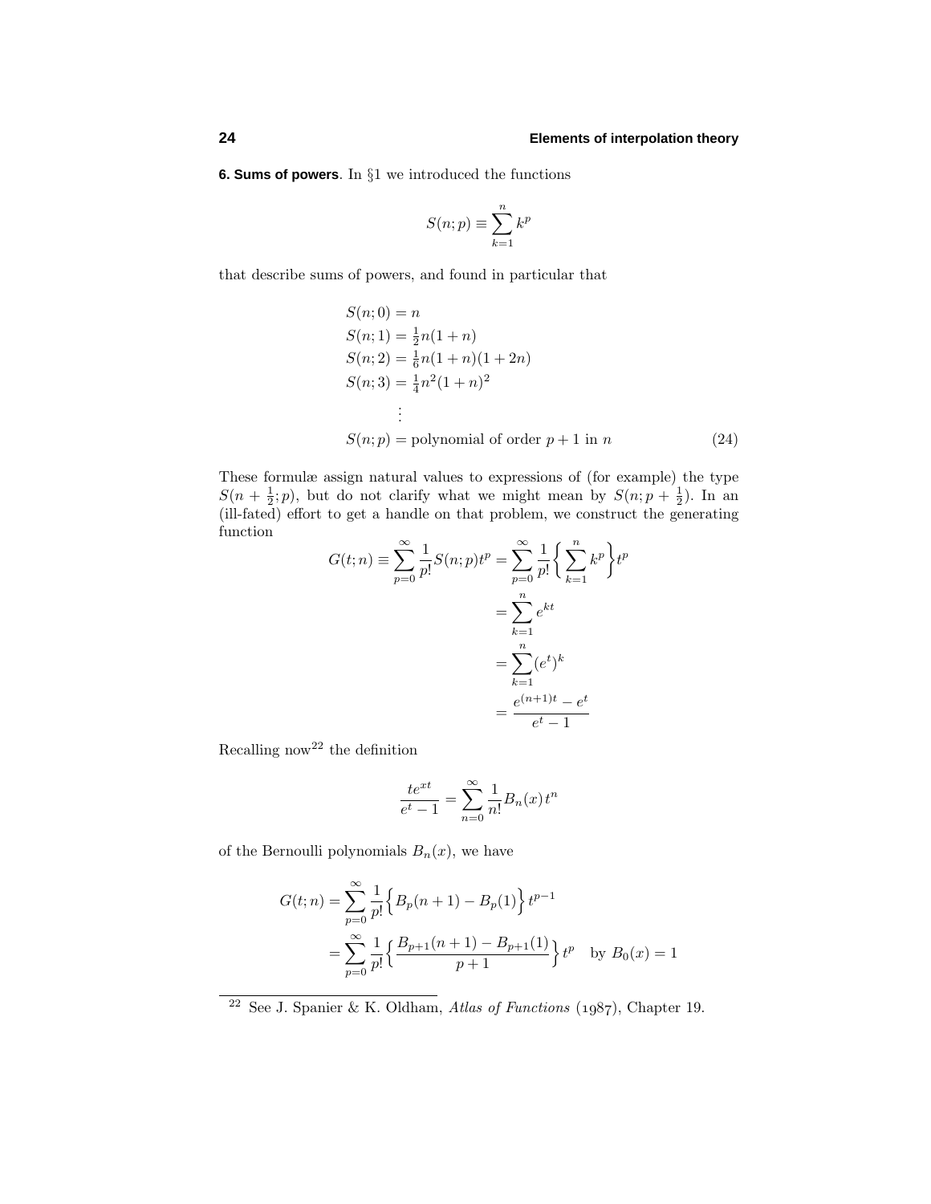**6. Sums of powers**. In §1 we introduced the functions

$$S(n;p) \equiv \sum_{k=1}^{n} k^p$$

that describe sums of powers, and found in particular that

$$
\begin{aligned}
S(n;0) &= n \\
S(n;1) &= \tfrac{1}{2}n(1+n) \\
S(n;2) &= \tfrac{1}{6}n(1+n)(1+2n) \\
S(n;3) &= \tfrac{1}{4}n^2(1+n)^2 \\
&\;\vdots \\
S(n;p) &= \text{polynomial of order } p+1 \text{ in } n
\end{aligned}
\tag{24}
$$

These formulæ assign natural values to expressions of (for example) the type $S(n+\frac{1}{2};p)$, but do not clarify what we might mean by $S(n;p+\frac{1}{2})$. In an (ill-fated) effort to get a handle on that problem, we construct the generating function

$$
\begin{aligned}
G(t;n) \equiv \sum_{p=0}^{\infty} \frac{1}{p!} S(n;p)t^p &= \sum_{p=0}^{\infty} \frac{1}{p!} \Big\{ \sum_{k=1}^{n} k^p \Big\} t^p \\
&= \sum_{k=1}^{n} e^{kt} \\
&= \sum_{k=1}^{n} (e^t)^k \\
&= \frac{e^{(n+1)t} - e^t}{e^t - 1}
\end{aligned}
$$

Recalling now[22] the definition

$$\frac{te^{xt}}{e^t - 1} = \sum_{n=0}^{\infty} \frac{1}{n!} B_n(x)\, t^n$$

of the Bernoulli polynomials $B_n(x)$, we have

$$
\begin{aligned}
G(t;n) &= \sum_{p=0}^{\infty} \frac{1}{p!} \Big\{ B_p(n+1) - B_p(1) \Big\} t^{p-1} \\
&= \sum_{p=0}^{\infty} \frac{1}{p!} \Big\{ \frac{B_{p+1}(n+1) - B_{p+1}(1)}{p+1} \Big\} t^p \quad \text{by } B_0(x) = 1
\end{aligned}
$$

[22] See J. Spanier & K. Oldham, *Atlas of Functions* (1987), Chapter 19.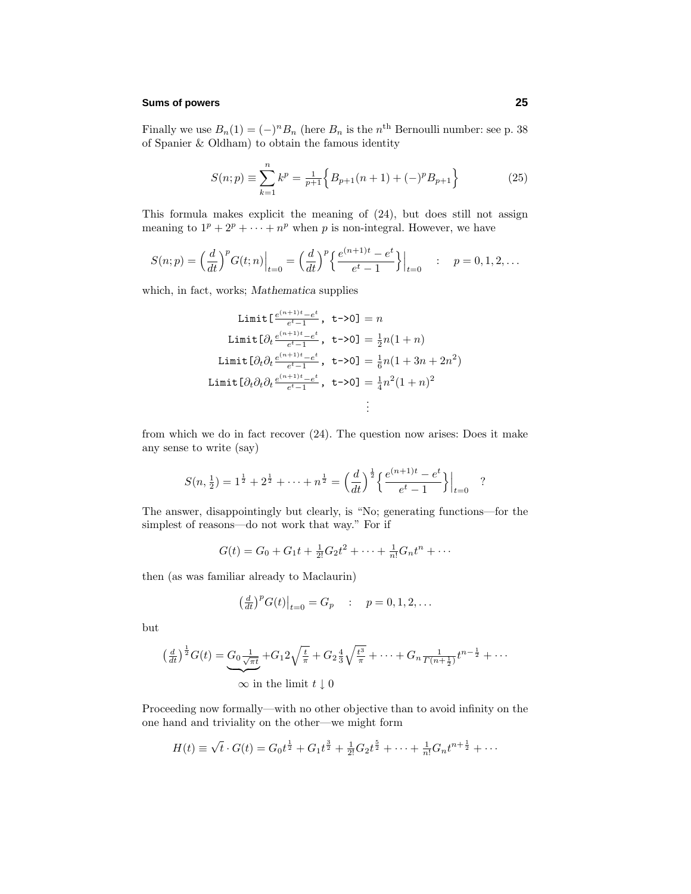Finally we use $B_n(1) = (-)^n B_n$ (here $B_n$ is the $n^{\text{th}}$ Bernoulli number: see p. 38 of Spanier & Oldham) to obtain the famous identity

$$S(n;p) \equiv \sum_{k=1}^{n} k^p = \tfrac{1}{p+1}\Big\{B_{p+1}(n+1) + (-)^p B_{p+1}\Big\} \tag{25}$$

This formula makes explicit the meaning of (24), but does still not assign meaning to $1^p + 2^p + \cdots + n^p$ when $p$ is non-integral. However, we have

$$S(n;p) = \Big(\frac{d}{dt}\Big)^p G(t;n)\Big|_{t=0} = \Big(\frac{d}{dt}\Big)^p \Big\{\frac{e^{(n+1)t} - e^t}{e^t - 1}\Big\}\Big|_{t=0} \quad : \quad p = 0, 1, 2, \ldots$$

which, in fact, works; *Mathematica* supplies

$$\begin{aligned}
\texttt{Limit[}\tfrac{e^{(n+1)t}-e^t}{e^t-1}\texttt{, t->0]} &= n \\
\texttt{Limit[}\partial_t \tfrac{e^{(n+1)t}-e^t}{e^t-1}\texttt{, t->0]} &= \tfrac{1}{2}n(1+n) \\
\texttt{Limit[}\partial_t\partial_t \tfrac{e^{(n+1)t}-e^t}{e^t-1}\texttt{, t->0]} &= \tfrac{1}{6}n(1+3n+2n^2) \\
\texttt{Limit[}\partial_t\partial_t\partial_t \tfrac{e^{(n+1)t}-e^t}{e^t-1}\texttt{, t->0]} &= \tfrac{1}{4}n^2(1+n)^2 \\
&\vdots
\end{aligned}$$

from which we do in fact recover (24). The question now arises: Does it make any sense to write (say)

$$S(n, \tfrac{1}{2}) = 1^{\frac{1}{2}} + 2^{\frac{1}{2}} + \cdots + n^{\frac{1}{2}} = \Big(\frac{d}{dt}\Big)^{\frac{1}{2}} \Big\{\frac{e^{(n+1)t} - e^t}{e^t - 1}\Big\}\Big|_{t=0} \quad ?$$

The answer, disappointingly but clearly, is "No; generating functions—for the simplest of reasons—do not work that way." For if

$$G(t) = G_0 + G_1 t + \tfrac{1}{2!}G_2 t^2 + \cdots + \tfrac{1}{n!}G_n t^n + \cdots$$

then (as was familiar already to Maclaurin)

$$\big(\tfrac{d}{dt}\big)^p G(t)\big|_{t=0} = G_p \quad : \quad p = 0, 1, 2, \ldots$$

but

$$\big(\tfrac{d}{dt}\big)^{\frac{1}{2}} G(t) = \underbrace{G_0 \tfrac{1}{\sqrt{\pi t}}}_{\infty \text{ in the limit } t \downarrow 0} + G_1 2\sqrt{\tfrac{t}{\pi}} + G_2 \tfrac{4}{3}\sqrt{\tfrac{t^3}{\pi}} + \cdots + G_n \tfrac{1}{\Gamma(n+\frac{1}{2})} t^{n-\frac{1}{2}} + \cdots$$

Proceeding now formally—with no other objective than to avoid infinity on the one hand and triviality on the other—we might form

$$H(t) \equiv \sqrt{t} \cdot G(t) = G_0 t^{\frac{1}{2}} + G_1 t^{\frac{3}{2}} + \tfrac{1}{2!}G_2 t^{\frac{5}{2}} + \cdots + \tfrac{1}{n!}G_n t^{n+\frac{1}{2}} + \cdots$$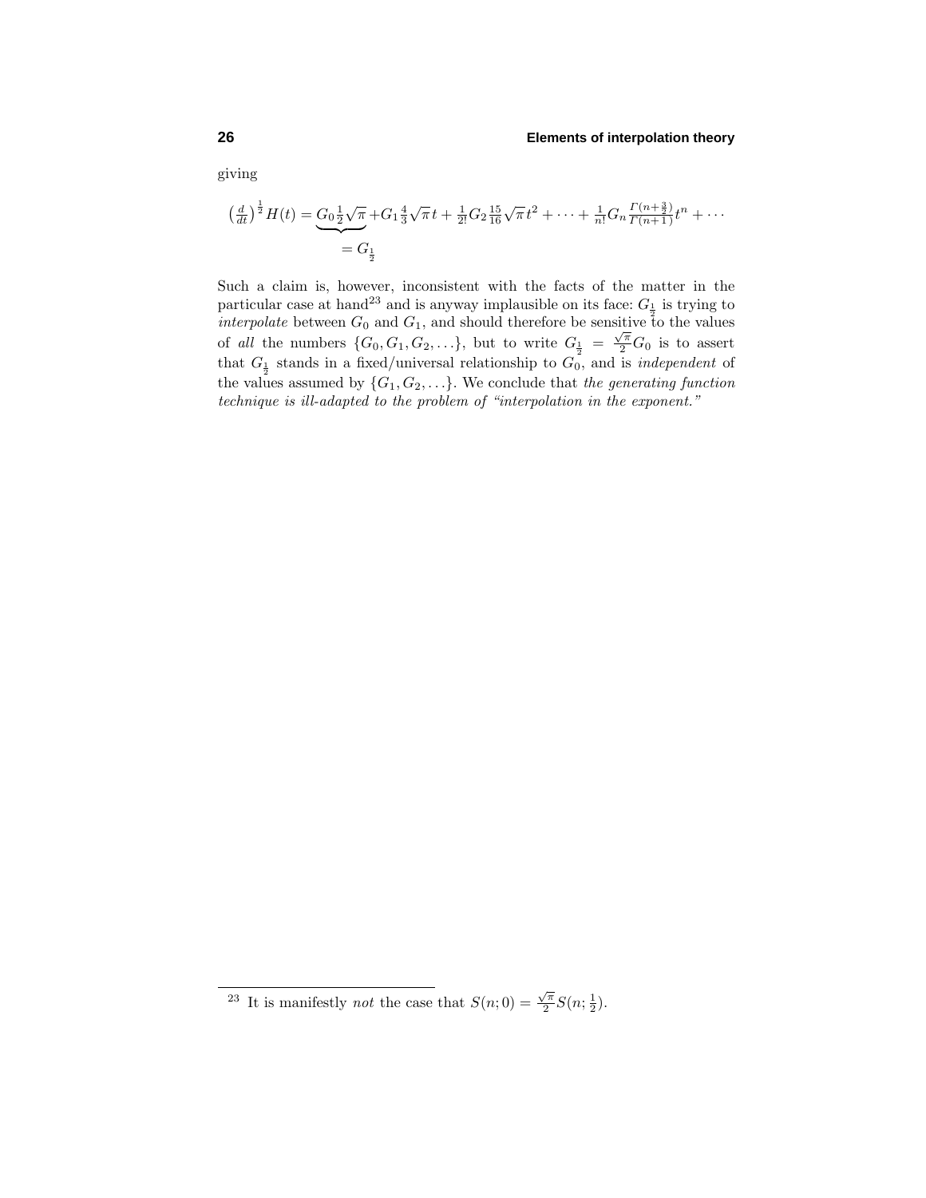giving

$$\left(\tfrac{d}{dt}\right)^{\frac{1}{2}} H(t) = \underbrace{G_0 \tfrac{1}{2}\sqrt{\pi}}_{=\,G_{\frac{1}{2}}} + G_1 \tfrac{4}{3}\sqrt{\pi}\, t + \tfrac{1}{2!} G_2 \tfrac{15}{16}\sqrt{\pi}\, t^2 + \cdots + \tfrac{1}{n!} G_n \tfrac{\Gamma(n+\frac{3}{2})}{\Gamma(n+1)} t^n + \cdots$$

Such a claim is, however, inconsistent with the facts of the matter in the particular case at hand[23] and is anyway implausible on its face: $G_{\frac{1}{2}}$ is trying to *interpolate* between $G_0$ and $G_1$, and should therefore be sensitive to the values of *all* the numbers $\{G_0, G_1, G_2, \ldots\}$, but to write $G_{\frac{1}{2}} = \frac{\sqrt{\pi}}{2} G_0$ is to assert that $G_{\frac{1}{2}}$ stands in a fixed/universal relationship to $G_0$, and is *independent* of the values assumed by $\{G_1, G_2, \ldots\}$. We conclude that *the generating function technique is ill-adapted to the problem of "interpolation in the exponent."*

---

[23] It is manifestly *not* the case that $S(n; 0) = \frac{\sqrt{\pi}}{2} S(n; \frac{1}{2})$.